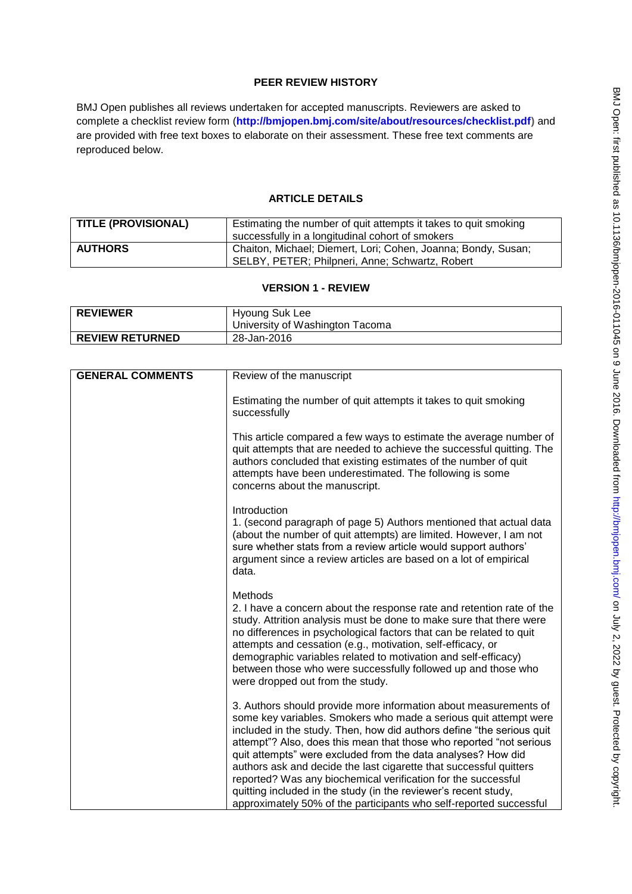## PEER REVIEW HISTORY

BMJ Open publishes all reviews undertaken for accepted manuscripts. Reviewers are asked to complete a checklist review form (**http://bmjopen.bmj.com/site/about/resources/checklist.pdf**) and are provided with free text boxes to elaborate on their assessment. These free text comments are reproduced below.

## ARTICLE DETAILS

| | |
|---|---|
| **TITLE (PROVISIONAL)** | Estimating the number of quit attempts it takes to quit smoking successfully in a longitudinal cohort of smokers |
| **AUTHORS** | Chaiton, Michael; Diemert, Lori; Cohen, Joanna; Bondy, Susan; SELBY, PETER; Philpneri, Anne; Schwartz, Robert |

## VERSION 1 - REVIEW

| | |
|---|---|
| **REVIEWER** | Hyoung Suk Lee<br>University of Washington Tacoma |
| **REVIEW RETURNED** | 28-Jan-2016 |

| | |
|---|---|
| **GENERAL COMMENTS** | Review of the manuscript<br><br>Estimating the number of quit attempts it takes to quit smoking successfully<br><br>This article compared a few ways to estimate the average number of quit attempts that are needed to achieve the successful quitting. The authors concluded that existing estimates of the number of quit attempts have been underestimated. The following is some concerns about the manuscript.<br><br>Introduction<br>1. (second paragraph of page 5) Authors mentioned that actual data (about the number of quit attempts) are limited. However, I am not sure whether stats from a review article would support authors' argument since a review articles are based on a lot of empirical data.<br><br>Methods<br>2. I have a concern about the response rate and retention rate of the study. Attrition analysis must be done to make sure that there were no differences in psychological factors that can be related to quit attempts and cessation (e.g., motivation, self-efficacy, or demographic variables related to motivation and self-efficacy) between those who were successfully followed up and those who were dropped out from the study.<br><br>3. Authors should provide more information about measurements of some key variables. Smokers who made a serious quit attempt were included in the study. Then, how did authors define "the serious quit attempt"? Also, does this mean that those who reported "not serious quit attempts" were excluded from the data analyses? How did authors ask and decide the last cigarette that successful quitters reported? Was any biochemical verification for the successful quitting included in the study (in the reviewer's recent study, approximately 50% of the participants who self-reported successful |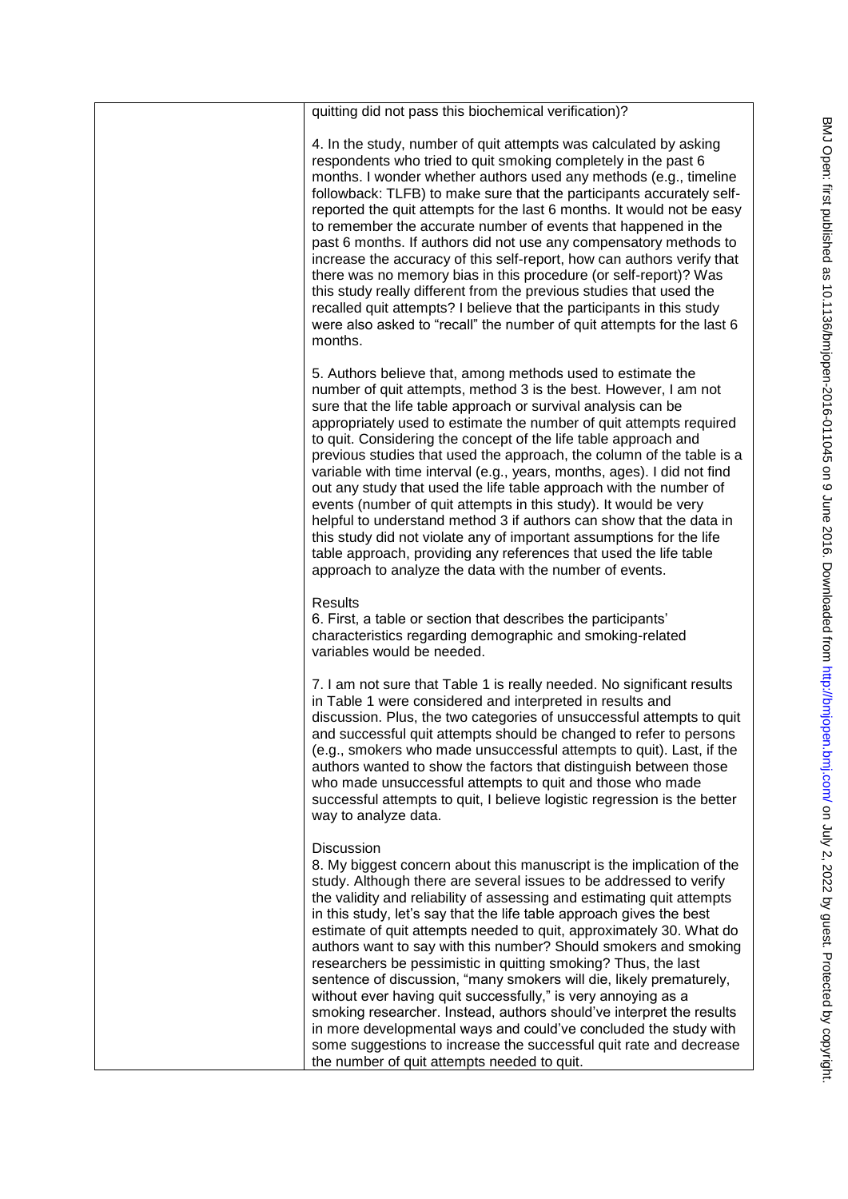quitting did not pass this biochemical verification)?

4. In the study, number of quit attempts was calculated by asking respondents who tried to quit smoking completely in the past 6 months. I wonder whether authors used any methods (e.g., timeline followback: TLFB) to make sure that the participants accurately self-reported the quit attempts for the last 6 months. It would not be easy to remember the accurate number of events that happened in the past 6 months. If authors did not use any compensatory methods to increase the accuracy of this self-report, how can authors verify that there was no memory bias in this procedure (or self-report)? Was this study really different from the previous studies that used the recalled quit attempts? I believe that the participants in this study were also asked to "recall" the number of quit attempts for the last 6 months.

5. Authors believe that, among methods used to estimate the number of quit attempts, method 3 is the best. However, I am not sure that the life table approach or survival analysis can be appropriately used to estimate the number of quit attempts required to quit. Considering the concept of the life table approach and previous studies that used the approach, the column of the table is a variable with time interval (e.g., years, months, ages). I did not find out any study that used the life table approach with the number of events (number of quit attempts in this study). It would be very helpful to understand method 3 if authors can show that the data in this study did not violate any of important assumptions for the life table approach, providing any references that used the life table approach to analyze the data with the number of events.

Results

6. First, a table or section that describes the participants' characteristics regarding demographic and smoking-related variables would be needed.

7. I am not sure that Table 1 is really needed. No significant results in Table 1 were considered and interpreted in results and discussion. Plus, the two categories of unsuccessful attempts to quit and successful quit attempts should be changed to refer to persons (e.g., smokers who made unsuccessful attempts to quit). Last, if the authors wanted to show the factors that distinguish between those who made unsuccessful attempts to quit and those who made successful attempts to quit, I believe logistic regression is the better way to analyze data.

Discussion

8. My biggest concern about this manuscript is the implication of the study. Although there are several issues to be addressed to verify the validity and reliability of assessing and estimating quit attempts in this study, let's say that the life table approach gives the best estimate of quit attempts needed to quit, approximately 30. What do authors want to say with this number? Should smokers and smoking researchers be pessimistic in quitting smoking? Thus, the last sentence of discussion, "many smokers will die, likely prematurely, without ever having quit successfully," is very annoying as a smoking researcher. Instead, authors should've interpret the results in more developmental ways and could've concluded the study with some suggestions to increase the successful quit rate and decrease the number of quit attempts needed to quit.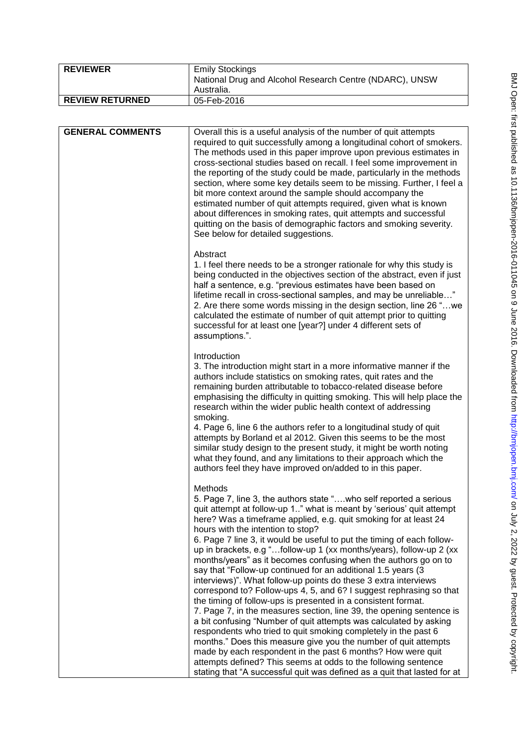| | |
|---|---|
| **REVIEWER** | Emily Stockings<br>National Drug and Alcohol Research Centre (NDARC), UNSW Australia. |
| **REVIEW RETURNED** | 05-Feb-2016 |

| | |
|---|---|
| **GENERAL COMMENTS** | Overall this is a useful analysis of the number of quit attempts required to quit successfully among a longitudinal cohort of smokers. The methods used in this paper improve upon previous estimates in cross-sectional studies based on recall. I feel some improvement in the reporting of the study could be made, particularly in the methods section, where some key details seem to be missing. Further, I feel a bit more context around the sample should accompany the estimated number of quit attempts required, given what is known about differences in smoking rates, quit attempts and successful quitting on the basis of demographic factors and smoking severity. See below for detailed suggestions.<br><br>Abstract<br>1. I feel there needs to be a stronger rationale for why this study is being conducted in the objectives section of the abstract, even if just half a sentence, e.g. "previous estimates have been based on lifetime recall in cross-sectional samples, and may be unreliable…"<br>2. Are there some words missing in the design section, line 26 "…we calculated the estimate of number of quit attempt prior to quitting successful for at least one [year?] under 4 different sets of assumptions.".<br><br>Introduction<br>3. The introduction might start in a more informative manner if the authors include statistics on smoking rates, quit rates and the remaining burden attributable to tobacco-related disease before emphasising the difficulty in quitting smoking. This will help place the research within the wider public health context of addressing smoking.<br>4. Page 6, line 6 the authors refer to a longitudinal study of quit attempts by Borland et al 2012. Given this seems to be the most similar study design to the present study, it might be worth noting what they found, and any limitations to their approach which the authors feel they have improved on/added to in this paper.<br><br>Methods<br>5. Page 7, line 3, the authors state "….who self reported a serious quit attempt at follow-up 1.." what is meant by 'serious' quit attempt here? Was a timeframe applied, e.g. quit smoking for at least 24 hours with the intention to stop?<br>6. Page 7 line 3, it would be useful to put the timing of each follow-up in brackets, e.g "…follow-up 1 (xx months/years), follow-up 2 (xx months/years" as it becomes confusing when the authors go on to say that "Follow-up continued for an additional 1.5 years (3 interviews)". What follow-up points do these 3 extra interviews correspond to? Follow-ups 4, 5, and 6? I suggest rephrasing so that the timing of follow-ups is presented in a consistent format.<br>7. Page 7, in the measures section, line 39, the opening sentence is a bit confusing "Number of quit attempts was calculated by asking respondents who tried to quit smoking completely in the past 6 months." Does this measure give you the number of quit attempts made by each respondent in the past 6 months? How were quit attempts defined? This seems at odds to the following sentence stating that "A successful quit was defined as a quit that lasted for at |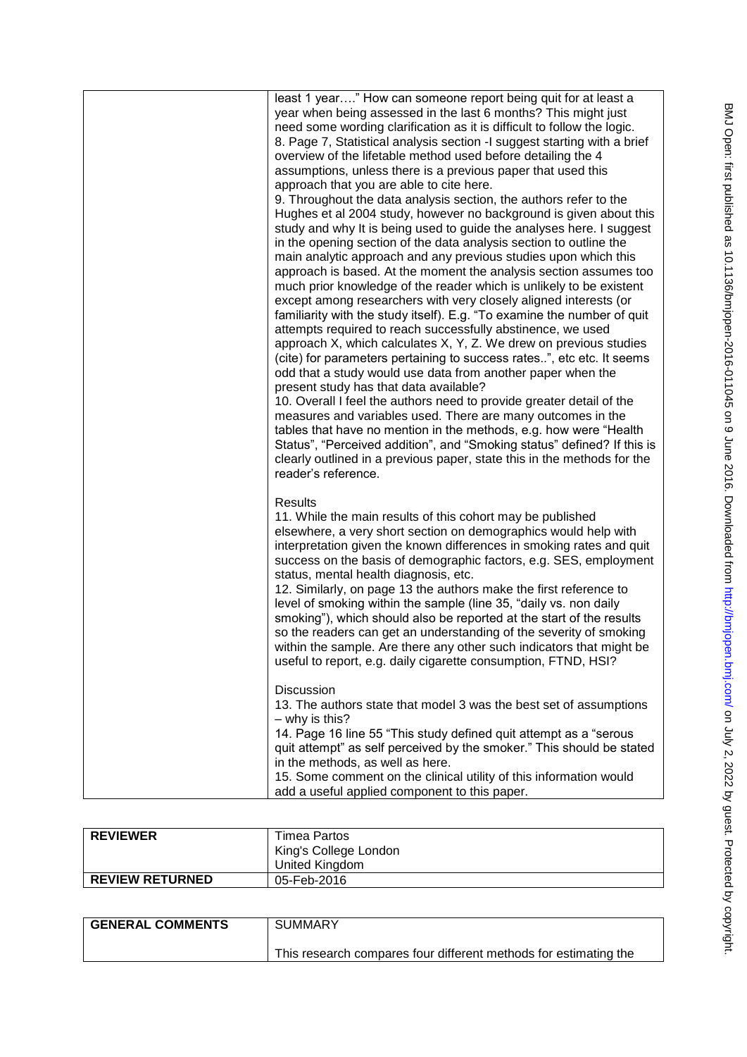| | |
|---|---|
| | least 1 year…." How can someone report being quit for at least a year when being assessed in the last 6 months? This might just need some wording clarification as it is difficult to follow the logic.<br>8. Page 7, Statistical analysis section -I suggest starting with a brief overview of the lifetable method used before detailing the 4 assumptions, unless there is a previous paper that used this approach that you are able to cite here.<br>9. Throughout the data analysis section, the authors refer to the Hughes et al 2004 study, however no background is given about this study and why It is being used to guide the analyses here. I suggest in the opening section of the data analysis section to outline the main analytic approach and any previous studies upon which this approach is based. At the moment the analysis section assumes too much prior knowledge of the reader which is unlikely to be existent except among researchers with very closely aligned interests (or familiarity with the study itself). E.g. "To examine the number of quit attempts required to reach successfully abstinence, we used approach X, which calculates X, Y, Z. We drew on previous studies (cite) for parameters pertaining to success rates..", etc etc. It seems odd that a study would use data from another paper when the present study has that data available?<br>10. Overall I feel the authors need to provide greater detail of the measures and variables used. There are many outcomes in the tables that have no mention in the methods, e.g. how were "Health Status", "Perceived addition", and "Smoking status" defined? If this is clearly outlined in a previous paper, state this in the methods for the reader's reference.<br><br>Results<br>11. While the main results of this cohort may be published elsewhere, a very short section on demographics would help with interpretation given the known differences in smoking rates and quit success on the basis of demographic factors, e.g. SES, employment status, mental health diagnosis, etc.<br>12. Similarly, on page 13 the authors make the first reference to level of smoking within the sample (line 35, "daily vs. non daily smoking"), which should also be reported at the start of the results so the readers can get an understanding of the severity of smoking within the sample. Are there any other such indicators that might be useful to report, e.g. daily cigarette consumption, FTND, HSI?<br><br>Discussion<br>13. The authors state that model 3 was the best set of assumptions – why is this?<br>14. Page 16 line 55 "This study defined quit attempt as a "serous quit attempt" as self perceived by the smoker." This should be stated in the methods, as well as here.<br>15. Some comment on the clinical utility of this information would add a useful applied component to this paper. |

| | |
|---|---|
| **REVIEWER** | Timea Partos<br>King's College London<br>United Kingdom |
| **REVIEW RETURNED** | 05-Feb-2016 |

| | |
|---|---|
| **GENERAL COMMENTS** | SUMMARY<br><br>This research compares four different methods for estimating the |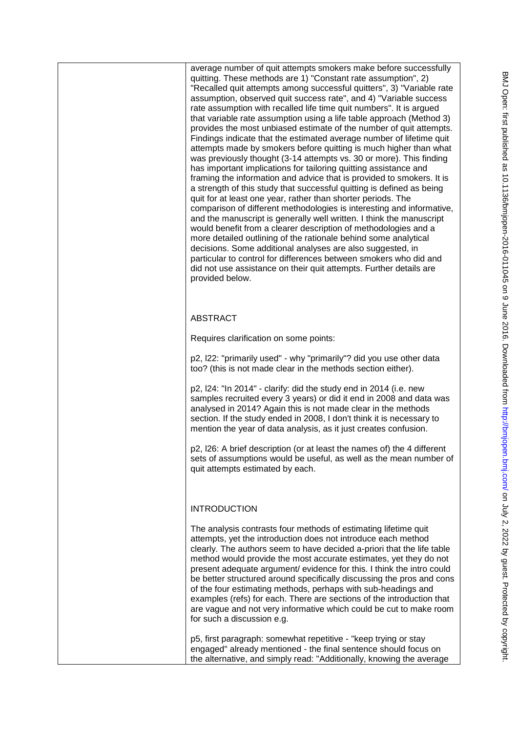average number of quit attempts smokers make before successfully quitting. These methods are 1) "Constant rate assumption", 2) "Recalled quit attempts among successful quitters", 3) "Variable rate assumption, observed quit success rate", and 4) "Variable success rate assumption with recalled life time quit numbers". It is argued that variable rate assumption using a life table approach (Method 3) provides the most unbiased estimate of the number of quit attempts. Findings indicate that the estimated average number of lifetime quit attempts made by smokers before quitting is much higher than what was previously thought (3-14 attempts vs. 30 or more). This finding has important implications for tailoring quitting assistance and framing the information and advice that is provided to smokers. It is a strength of this study that successful quitting is defined as being quit for at least one year, rather than shorter periods. The comparison of different methodologies is interesting and informative, and the manuscript is generally well written. I think the manuscript would benefit from a clearer description of methodologies and a more detailed outlining of the rationale behind some analytical decisions. Some additional analyses are also suggested, in particular to control for differences between smokers who did and did not use assistance on their quit attempts. Further details are provided below.

ABSTRACT

Requires clarification on some points:

p2, l22: "primarily used" - why "primarily"? did you use other data too? (this is not made clear in the methods section either).

p2, l24: "In 2014" - clarify: did the study end in 2014 (i.e. new samples recruited every 3 years) or did it end in 2008 and data was analysed in 2014? Again this is not made clear in the methods section. If the study ended in 2008, I don't think it is necessary to mention the year of data analysis, as it just creates confusion.

p2, l26: A brief description (or at least the names of) the 4 different sets of assumptions would be useful, as well as the mean number of quit attempts estimated by each.

INTRODUCTION

The analysis contrasts four methods of estimating lifetime quit attempts, yet the introduction does not introduce each method clearly. The authors seem to have decided a-priori that the life table method would provide the most accurate estimates, yet they do not present adequate argument/ evidence for this. I think the intro could be better structured around specifically discussing the pros and cons of the four estimating methods, perhaps with sub-headings and examples (refs) for each. There are sections of the introduction that are vague and not very informative which could be cut to make room for such a discussion e.g.

p5, first paragraph: somewhat repetitive - "keep trying or stay engaged" already mentioned - the final sentence should focus on the alternative, and simply read: "Additionally, knowing the average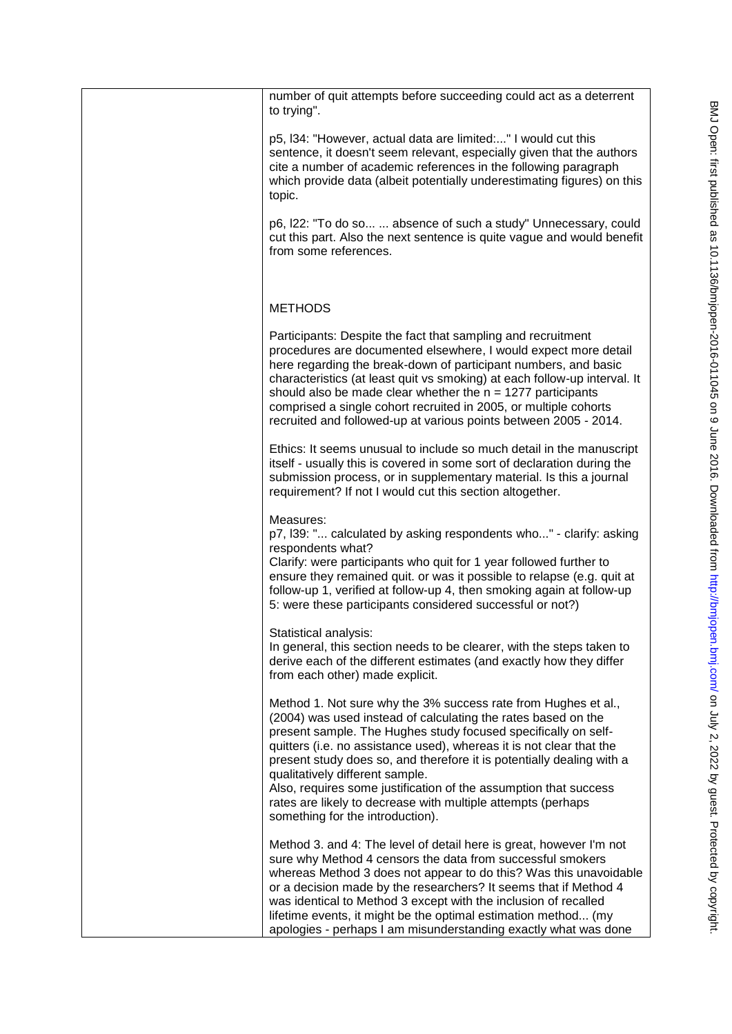number of quit attempts before succeeding could act as a deterrent to trying".

p5, l34: "However, actual data are limited:..." I would cut this sentence, it doesn't seem relevant, especially given that the authors cite a number of academic references in the following paragraph which provide data (albeit potentially underestimating figures) on this topic.

p6, l22: "To do so... ... absence of such a study" Unnecessary, could cut this part. Also the next sentence is quite vague and would benefit from some references.

METHODS

Participants: Despite the fact that sampling and recruitment procedures are documented elsewhere, I would expect more detail here regarding the break-down of participant numbers, and basic characteristics (at least quit vs smoking) at each follow-up interval. It should also be made clear whether the n = 1277 participants comprised a single cohort recruited in 2005, or multiple cohorts recruited and followed-up at various points between 2005 - 2014.

Ethics: It seems unusual to include so much detail in the manuscript itself - usually this is covered in some sort of declaration during the submission process, or in supplementary material. Is this a journal requirement? If not I would cut this section altogether.

Measures:
p7, l39: "... calculated by asking respondents who..." - clarify: asking respondents what?
Clarify: were participants who quit for 1 year followed further to ensure they remained quit. or was it possible to relapse (e.g. quit at follow-up 1, verified at follow-up 4, then smoking again at follow-up 5: were these participants considered successful or not?)

Statistical analysis:
In general, this section needs to be clearer, with the steps taken to derive each of the different estimates (and exactly how they differ from each other) made explicit.

Method 1. Not sure why the 3% success rate from Hughes et al., (2004) was used instead of calculating the rates based on the present sample. The Hughes study focused specifically on self-quitters (i.e. no assistance used), whereas it is not clear that the present study does so, and therefore it is potentially dealing with a qualitatively different sample.
Also, requires some justification of the assumption that success rates are likely to decrease with multiple attempts (perhaps something for the introduction).

Method 3. and 4: The level of detail here is great, however I'm not sure why Method 4 censors the data from successful smokers whereas Method 3 does not appear to do this? Was this unavoidable or a decision made by the researchers? It seems that if Method 4 was identical to Method 3 except with the inclusion of recalled lifetime events, it might be the optimal estimation method... (my apologies - perhaps I am misunderstanding exactly what was done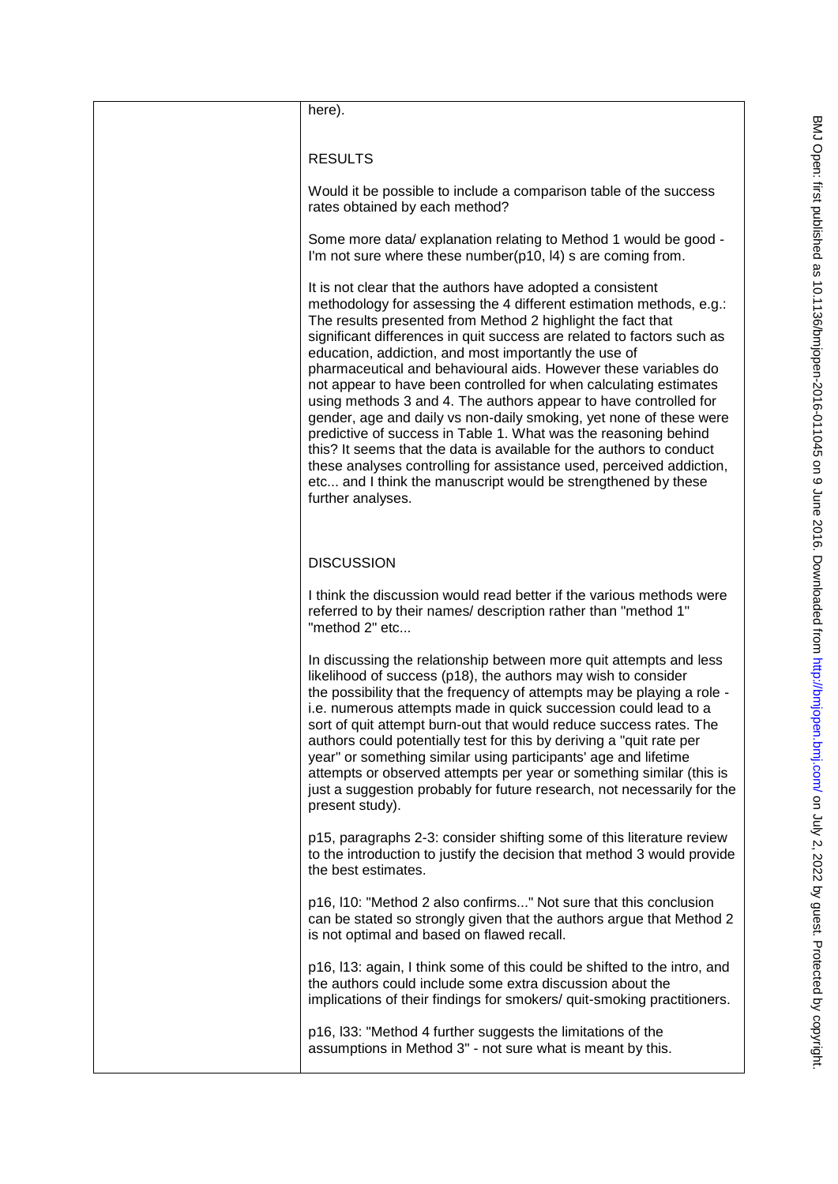here).

RESULTS

Would it be possible to include a comparison table of the success rates obtained by each method?

Some more data/ explanation relating to Method 1 would be good - I'm not sure where these number(p10, l4) s are coming from.

It is not clear that the authors have adopted a consistent methodology for assessing the 4 different estimation methods, e.g.: The results presented from Method 2 highlight the fact that significant differences in quit success are related to factors such as education, addiction, and most importantly the use of pharmaceutical and behavioural aids. However these variables do not appear to have been controlled for when calculating estimates using methods 3 and 4. The authors appear to have controlled for gender, age and daily vs non-daily smoking, yet none of these were predictive of success in Table 1. What was the reasoning behind this? It seems that the data is available for the authors to conduct these analyses controlling for assistance used, perceived addiction, etc... and I think the manuscript would be strengthened by these further analyses.

DISCUSSION

I think the discussion would read better if the various methods were referred to by their names/ description rather than "method 1" "method 2" etc...

In discussing the relationship between more quit attempts and less likelihood of success (p18), the authors may wish to consider the possibility that the frequency of attempts may be playing a role - i.e. numerous attempts made in quick succession could lead to a sort of quit attempt burn-out that would reduce success rates. The authors could potentially test for this by deriving a "quit rate per year" or something similar using participants' age and lifetime attempts or observed attempts per year or something similar (this is just a suggestion probably for future research, not necessarily for the present study).

p15, paragraphs 2-3: consider shifting some of this literature review to the introduction to justify the decision that method 3 would provide the best estimates.

p16, l10: "Method 2 also confirms..." Not sure that this conclusion can be stated so strongly given that the authors argue that Method 2 is not optimal and based on flawed recall.

p16, l13: again, I think some of this could be shifted to the intro, and the authors could include some extra discussion about the implications of their findings for smokers/ quit-smoking practitioners.

p16, l33: "Method 4 further suggests the limitations of the assumptions in Method 3" - not sure what is meant by this.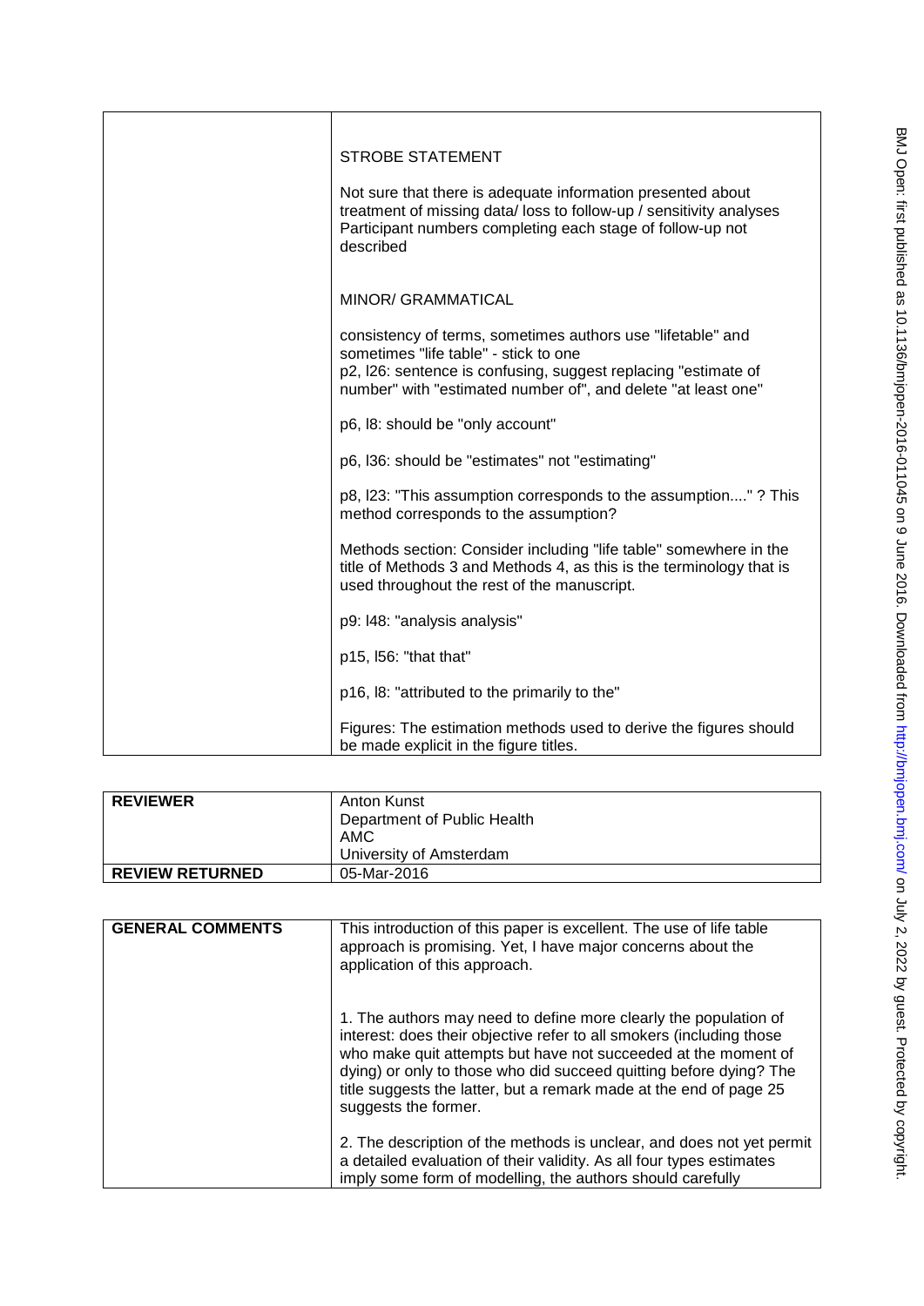| | |
|---|---|
| | STROBE STATEMENT<br><br>Not sure that there is adequate information presented about treatment of missing data/ loss to follow-up / sensitivity analyses<br>Participant numbers completing each stage of follow-up not described<br><br>MINOR/ GRAMMATICAL<br><br>consistency of terms, sometimes authors use "lifetable" and sometimes "life table" - stick to one<br>p2, l26: sentence is confusing, suggest replacing "estimate of number" with "estimated number of", and delete "at least one"<br><br>p6, l8: should be "only account"<br><br>p6, l36: should be "estimates" not "estimating"<br><br>p8, l23: "This assumption corresponds to the assumption...." ? This method corresponds to the assumption?<br><br>Methods section: Consider including "life table" somewhere in the title of Methods 3 and Methods 4, as this is the terminology that is used throughout the rest of the manuscript.<br><br>p9: l48: "analysis analysis"<br><br>p15, l56: "that that"<br><br>p16, l8: "attributed to the primarily to the"<br><br>Figures: The estimation methods used to derive the figures should be made explicit in the figure titles. |

| | |
|---|---|
| **REVIEWER** | Anton Kunst<br>Department of Public Health<br>AMC<br>University of Amsterdam |
| **REVIEW RETURNED** | 05-Mar-2016 |

| | |
|---|---|
| **GENERAL COMMENTS** | This introduction of this paper is excellent. The use of life table approach is promising. Yet, I have major concerns about the application of this approach.<br><br>1. The authors may need to define more clearly the population of interest: does their objective refer to all smokers (including those who make quit attempts but have not succeeded at the moment of dying) or only to those who did succeed quitting before dying? The title suggests the latter, but a remark made at the end of page 25 suggests the former.<br><br>2. The description of the methods is unclear, and does not yet permit a detailed evaluation of their validity. As all four types estimates imply some form of modelling, the authors should carefully |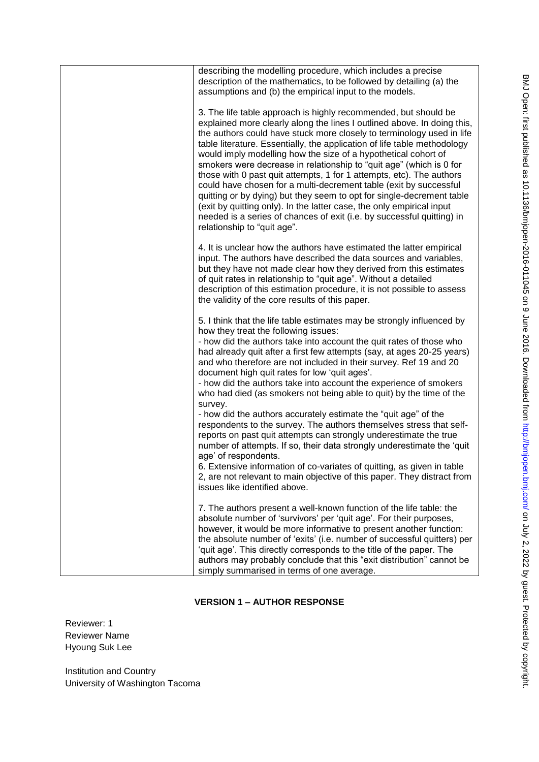| | |
|---|---|
| | describing the modelling procedure, which includes a precise description of the mathematics, to be followed by detailing (a) the assumptions and (b) the empirical input to the models.<br><br>3. The life table approach is highly recommended, but should be explained more clearly along the lines I outlined above. In doing this, the authors could have stuck more closely to terminology used in life table literature. Essentially, the application of life table methodology would imply modelling how the size of a hypothetical cohort of smokers were decrease in relationship to "quit age" (which is 0 for those with 0 past quit attempts, 1 for 1 attempts, etc). The authors could have chosen for a multi-decrement table (exit by successful quitting or by dying) but they seem to opt for single-decrement table (exit by quitting only). In the latter case, the only empirical input needed is a series of chances of exit (i.e. by successful quitting) in relationship to "quit age".<br><br>4. It is unclear how the authors have estimated the latter empirical input. The authors have described the data sources and variables, but they have not made clear how they derived from this estimates of quit rates in relationship to "quit age". Without a detailed description of this estimation procedure, it is not possible to assess the validity of the core results of this paper.<br><br>5. I think that the life table estimates may be strongly influenced by how they treat the following issues:<br>- how did the authors take into account the quit rates of those who had already quit after a first few attempts (say, at ages 20-25 years) and who therefore are not included in their survey. Ref 19 and 20 document high quit rates for low 'quit ages'.<br>- how did the authors take into account the experience of smokers who had died (as smokers not being able to quit) by the time of the survey.<br>- how did the authors accurately estimate the "quit age" of the respondents to the survey. The authors themselves stress that self-reports on past quit attempts can strongly underestimate the true number of attempts. If so, their data strongly underestimate the 'quit age' of respondents.<br>6. Extensive information of co-variates of quitting, as given in table 2, are not relevant to main objective of this paper. They distract from issues like identified above.<br><br>7. The authors present a well-known function of the life table: the absolute number of 'survivors' per 'quit age'. For their purposes, however, it would be more informative to present another function: the absolute number of 'exits' (i.e. number of successful quitters) per 'quit age'. This directly corresponds to the title of the paper. The authors may probably conclude that this "exit distribution" cannot be simply summarised in terms of one average. |

**VERSION 1 – AUTHOR RESPONSE**

Reviewer: 1
Reviewer Name
Hyoung Suk Lee

Institution and Country
University of Washington Tacoma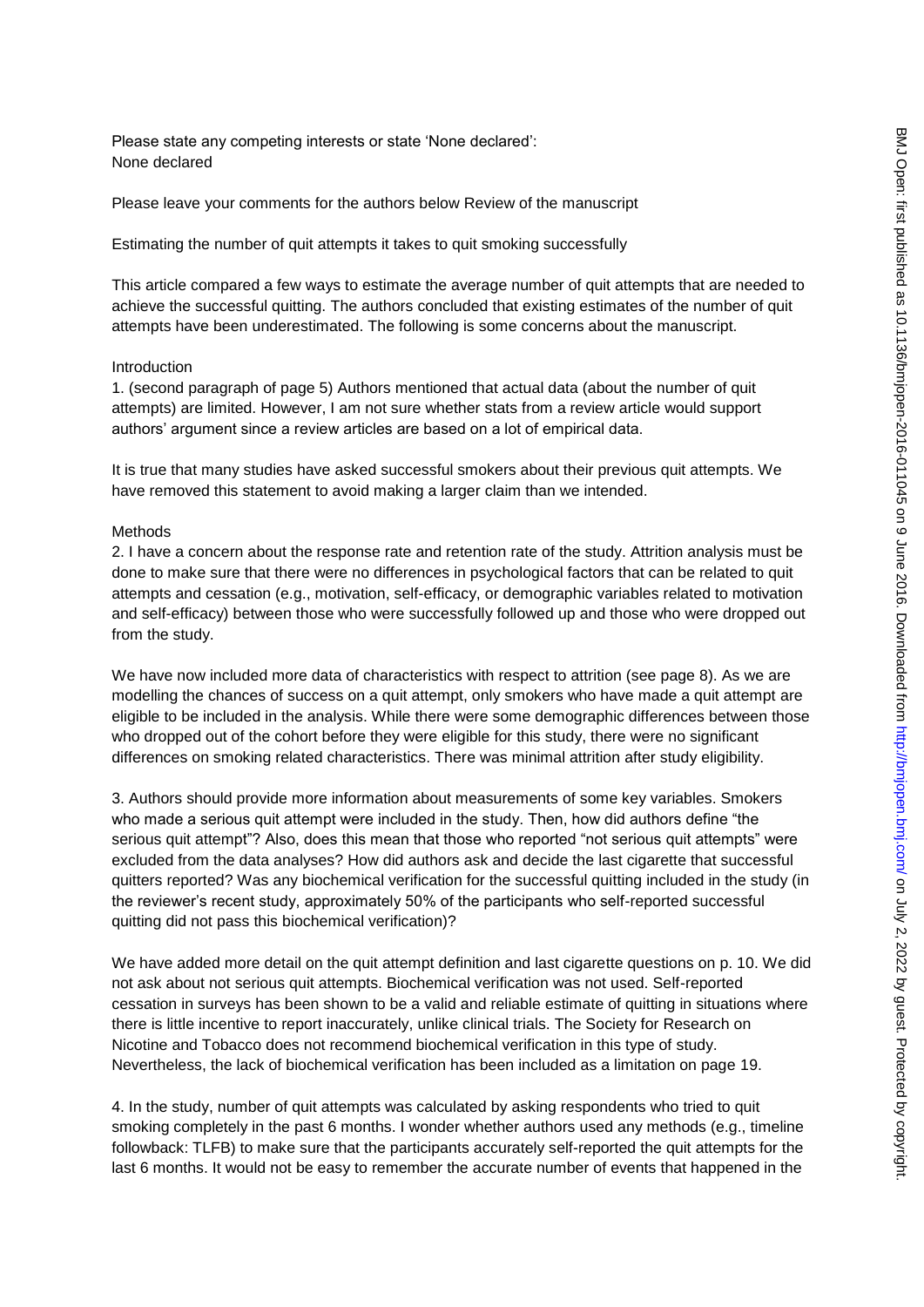Please state any competing interests or state 'None declared':
None declared

Please leave your comments for the authors below Review of the manuscript

Estimating the number of quit attempts it takes to quit smoking successfully

This article compared a few ways to estimate the average number of quit attempts that are needed to achieve the successful quitting. The authors concluded that existing estimates of the number of quit attempts have been underestimated. The following is some concerns about the manuscript.

Introduction

1. (second paragraph of page 5) Authors mentioned that actual data (about the number of quit attempts) are limited. However, I am not sure whether stats from a review article would support authors' argument since a review articles are based on a lot of empirical data.

It is true that many studies have asked successful smokers about their previous quit attempts. We have removed this statement to avoid making a larger claim than we intended.

Methods

2. I have a concern about the response rate and retention rate of the study. Attrition analysis must be done to make sure that there were no differences in psychological factors that can be related to quit attempts and cessation (e.g., motivation, self-efficacy, or demographic variables related to motivation and self-efficacy) between those who were successfully followed up and those who were dropped out from the study.

We have now included more data of characteristics with respect to attrition (see page 8). As we are modelling the chances of success on a quit attempt, only smokers who have made a quit attempt are eligible to be included in the analysis. While there were some demographic differences between those who dropped out of the cohort before they were eligible for this study, there were no significant differences on smoking related characteristics. There was minimal attrition after study eligibility.

3. Authors should provide more information about measurements of some key variables. Smokers who made a serious quit attempt were included in the study. Then, how did authors define "the serious quit attempt"? Also, does this mean that those who reported "not serious quit attempts" were excluded from the data analyses? How did authors ask and decide the last cigarette that successful quitters reported? Was any biochemical verification for the successful quitting included in the study (in the reviewer's recent study, approximately 50% of the participants who self-reported successful quitting did not pass this biochemical verification)?

We have added more detail on the quit attempt definition and last cigarette questions on p. 10. We did not ask about not serious quit attempts. Biochemical verification was not used. Self-reported cessation in surveys has been shown to be a valid and reliable estimate of quitting in situations where there is little incentive to report inaccurately, unlike clinical trials. The Society for Research on Nicotine and Tobacco does not recommend biochemical verification in this type of study. Nevertheless, the lack of biochemical verification has been included as a limitation on page 19.

4. In the study, number of quit attempts was calculated by asking respondents who tried to quit smoking completely in the past 6 months. I wonder whether authors used any methods (e.g., timeline followback: TLFB) to make sure that the participants accurately self-reported the quit attempts for the last 6 months. It would not be easy to remember the accurate number of events that happened in the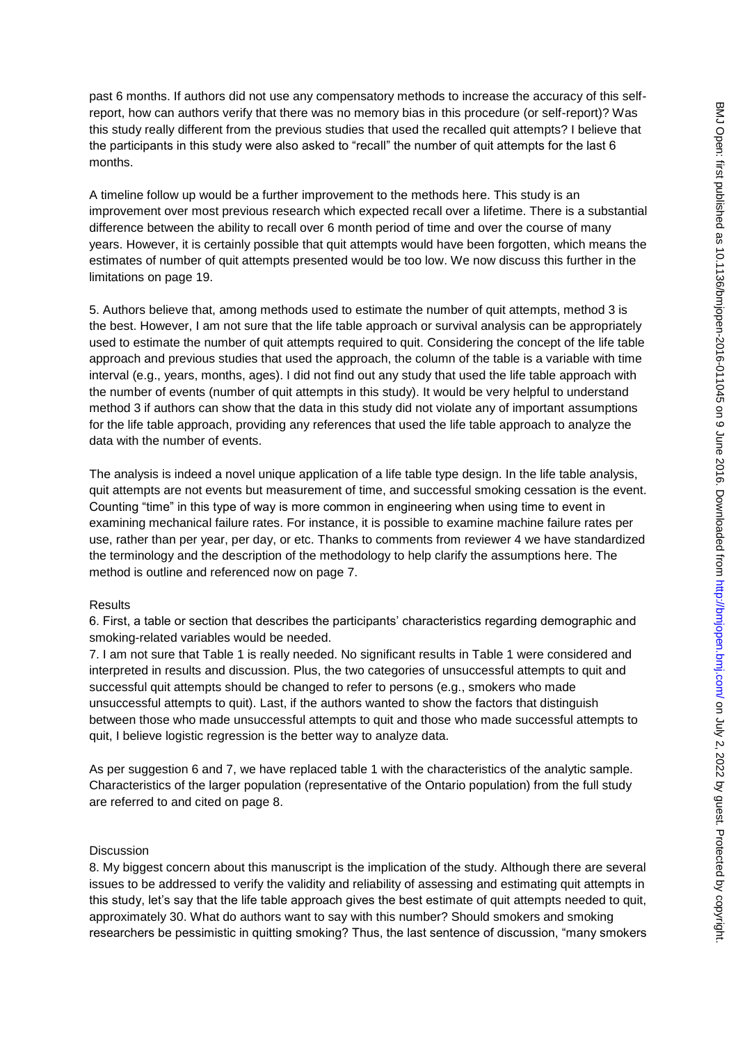past 6 months. If authors did not use any compensatory methods to increase the accuracy of this self-report, how can authors verify that there was no memory bias in this procedure (or self-report)? Was this study really different from the previous studies that used the recalled quit attempts? I believe that the participants in this study were also asked to "recall" the number of quit attempts for the last 6 months.

A timeline follow up would be a further improvement to the methods here. This study is an improvement over most previous research which expected recall over a lifetime. There is a substantial difference between the ability to recall over 6 month period of time and over the course of many years. However, it is certainly possible that quit attempts would have been forgotten, which means the estimates of number of quit attempts presented would be too low. We now discuss this further in the limitations on page 19.

5. Authors believe that, among methods used to estimate the number of quit attempts, method 3 is the best. However, I am not sure that the life table approach or survival analysis can be appropriately used to estimate the number of quit attempts required to quit. Considering the concept of the life table approach and previous studies that used the approach, the column of the table is a variable with time interval (e.g., years, months, ages). I did not find out any study that used the life table approach with the number of events (number of quit attempts in this study). It would be very helpful to understand method 3 if authors can show that the data in this study did not violate any of important assumptions for the life table approach, providing any references that used the life table approach to analyze the data with the number of events.

The analysis is indeed a novel unique application of a life table type design. In the life table analysis, quit attempts are not events but measurement of time, and successful smoking cessation is the event. Counting "time" in this type of way is more common in engineering when using time to event in examining mechanical failure rates. For instance, it is possible to examine machine failure rates per use, rather than per year, per day, or etc. Thanks to comments from reviewer 4 we have standardized the terminology and the description of the methodology to help clarify the assumptions here. The method is outline and referenced now on page 7.

Results

6. First, a table or section that describes the participants' characteristics regarding demographic and smoking-related variables would be needed.

7. I am not sure that Table 1 is really needed. No significant results in Table 1 were considered and interpreted in results and discussion. Plus, the two categories of unsuccessful attempts to quit and successful quit attempts should be changed to refer to persons (e.g., smokers who made unsuccessful attempts to quit). Last, if the authors wanted to show the factors that distinguish between those who made unsuccessful attempts to quit and those who made successful attempts to quit, I believe logistic regression is the better way to analyze data.

As per suggestion 6 and 7, we have replaced table 1 with the characteristics of the analytic sample. Characteristics of the larger population (representative of the Ontario population) from the full study are referred to and cited on page 8.

Discussion

8. My biggest concern about this manuscript is the implication of the study. Although there are several issues to be addressed to verify the validity and reliability of assessing and estimating quit attempts in this study, let's say that the life table approach gives the best estimate of quit attempts needed to quit, approximately 30. What do authors want to say with this number? Should smokers and smoking researchers be pessimistic in quitting smoking? Thus, the last sentence of discussion, "many smokers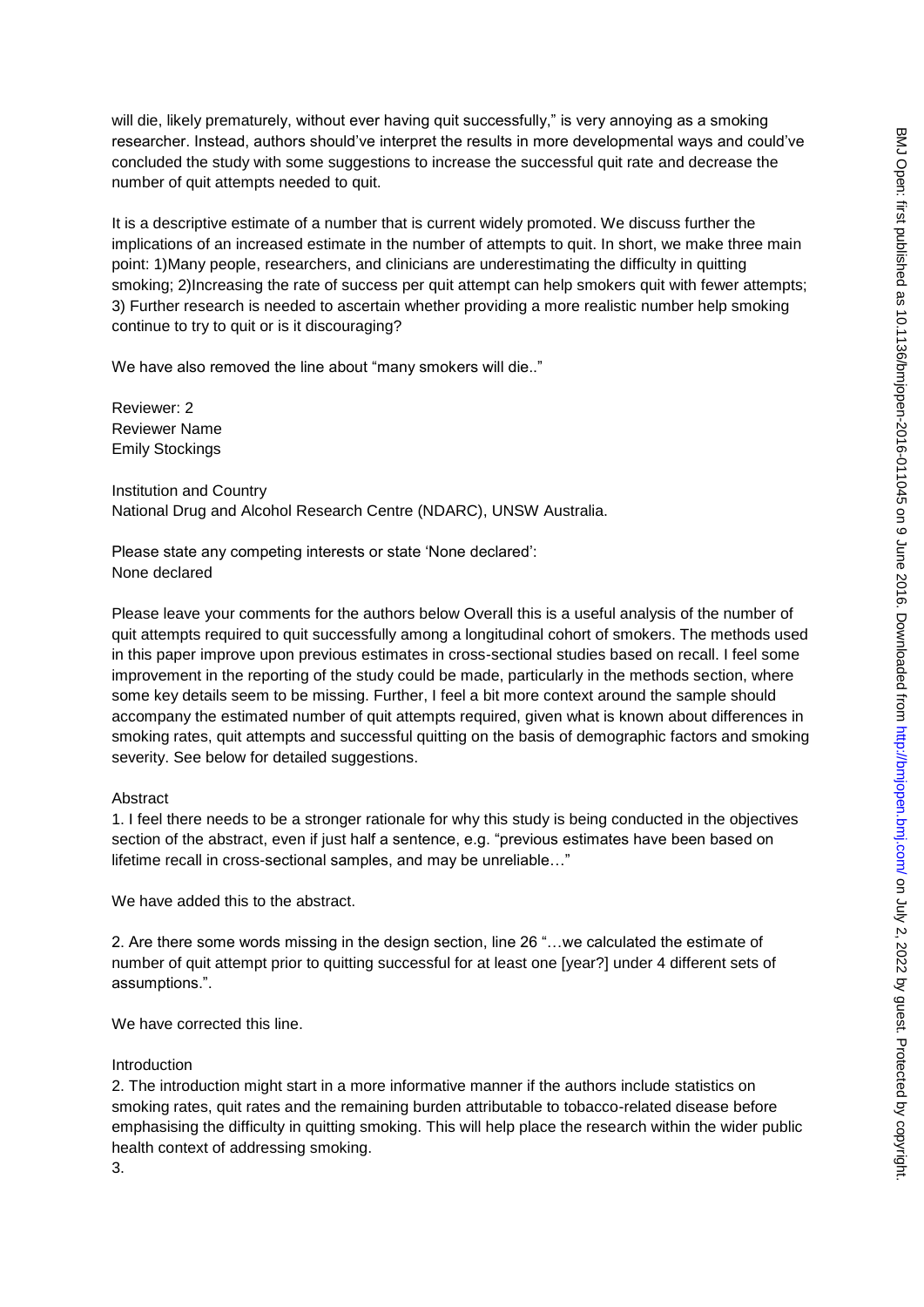will die, likely prematurely, without ever having quit successfully," is very annoying as a smoking researcher. Instead, authors should've interpret the results in more developmental ways and could've concluded the study with some suggestions to increase the successful quit rate and decrease the number of quit attempts needed to quit.

It is a descriptive estimate of a number that is current widely promoted. We discuss further the implications of an increased estimate in the number of attempts to quit. In short, we make three main point: 1)Many people, researchers, and clinicians are underestimating the difficulty in quitting smoking; 2)Increasing the rate of success per quit attempt can help smokers quit with fewer attempts; 3) Further research is needed to ascertain whether providing a more realistic number help smoking continue to try to quit or is it discouraging?

We have also removed the line about "many smokers will die.."

Reviewer: 2
Reviewer Name
Emily Stockings

Institution and Country
National Drug and Alcohol Research Centre (NDARC), UNSW Australia.

Please state any competing interests or state 'None declared':
None declared

Please leave your comments for the authors below Overall this is a useful analysis of the number of quit attempts required to quit successfully among a longitudinal cohort of smokers. The methods used in this paper improve upon previous estimates in cross-sectional studies based on recall. I feel some improvement in the reporting of the study could be made, particularly in the methods section, where some key details seem to be missing. Further, I feel a bit more context around the sample should accompany the estimated number of quit attempts required, given what is known about differences in smoking rates, quit attempts and successful quitting on the basis of demographic factors and smoking severity. See below for detailed suggestions.

Abstract

1. I feel there needs to be a stronger rationale for why this study is being conducted in the objectives section of the abstract, even if just half a sentence, e.g. "previous estimates have been based on lifetime recall in cross-sectional samples, and may be unreliable…"

We have added this to the abstract.

2. Are there some words missing in the design section, line 26 "…we calculated the estimate of number of quit attempt prior to quitting successful for at least one [year?] under 4 different sets of assumptions.".

We have corrected this line.

Introduction

2. The introduction might start in a more informative manner if the authors include statistics on smoking rates, quit rates and the remaining burden attributable to tobacco-related disease before emphasising the difficulty in quitting smoking. This will help place the research within the wider public health context of addressing smoking.

3.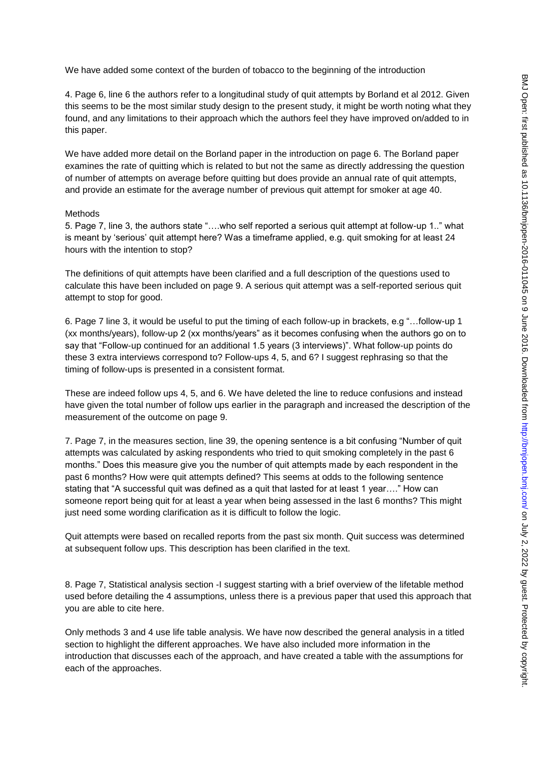We have added some context of the burden of tobacco to the beginning of the introduction

4. Page 6, line 6 the authors refer to a longitudinal study of quit attempts by Borland et al 2012. Given this seems to be the most similar study design to the present study, it might be worth noting what they found, and any limitations to their approach which the authors feel they have improved on/added to in this paper.

We have added more detail on the Borland paper in the introduction on page 6. The Borland paper examines the rate of quitting which is related to but not the same as directly addressing the question of number of attempts on average before quitting but does provide an annual rate of quit attempts, and provide an estimate for the average number of previous quit attempt for smoker at age 40.

Methods

5. Page 7, line 3, the authors state "….who self reported a serious quit attempt at follow-up 1.." what is meant by 'serious' quit attempt here? Was a timeframe applied, e.g. quit smoking for at least 24 hours with the intention to stop?

The definitions of quit attempts have been clarified and a full description of the questions used to calculate this have been included on page 9. A serious quit attempt was a self-reported serious quit attempt to stop for good.

6. Page 7 line 3, it would be useful to put the timing of each follow-up in brackets, e.g "…follow-up 1 (xx months/years), follow-up 2 (xx months/years" as it becomes confusing when the authors go on to say that "Follow-up continued for an additional 1.5 years (3 interviews)". What follow-up points do these 3 extra interviews correspond to? Follow-ups 4, 5, and 6? I suggest rephrasing so that the timing of follow-ups is presented in a consistent format.

These are indeed follow ups 4, 5, and 6. We have deleted the line to reduce confusions and instead have given the total number of follow ups earlier in the paragraph and increased the description of the measurement of the outcome on page 9.

7. Page 7, in the measures section, line 39, the opening sentence is a bit confusing "Number of quit attempts was calculated by asking respondents who tried to quit smoking completely in the past 6 months." Does this measure give you the number of quit attempts made by each respondent in the past 6 months? How were quit attempts defined? This seems at odds to the following sentence stating that "A successful quit was defined as a quit that lasted for at least 1 year…." How can someone report being quit for at least a year when being assessed in the last 6 months? This might just need some wording clarification as it is difficult to follow the logic.

Quit attempts were based on recalled reports from the past six month. Quit success was determined at subsequent follow ups. This description has been clarified in the text.

8. Page 7, Statistical analysis section -I suggest starting with a brief overview of the lifetable method used before detailing the 4 assumptions, unless there is a previous paper that used this approach that you are able to cite here.

Only methods 3 and 4 use life table analysis. We have now described the general analysis in a titled section to highlight the different approaches. We have also included more information in the introduction that discusses each of the approach, and have created a table with the assumptions for each of the approaches.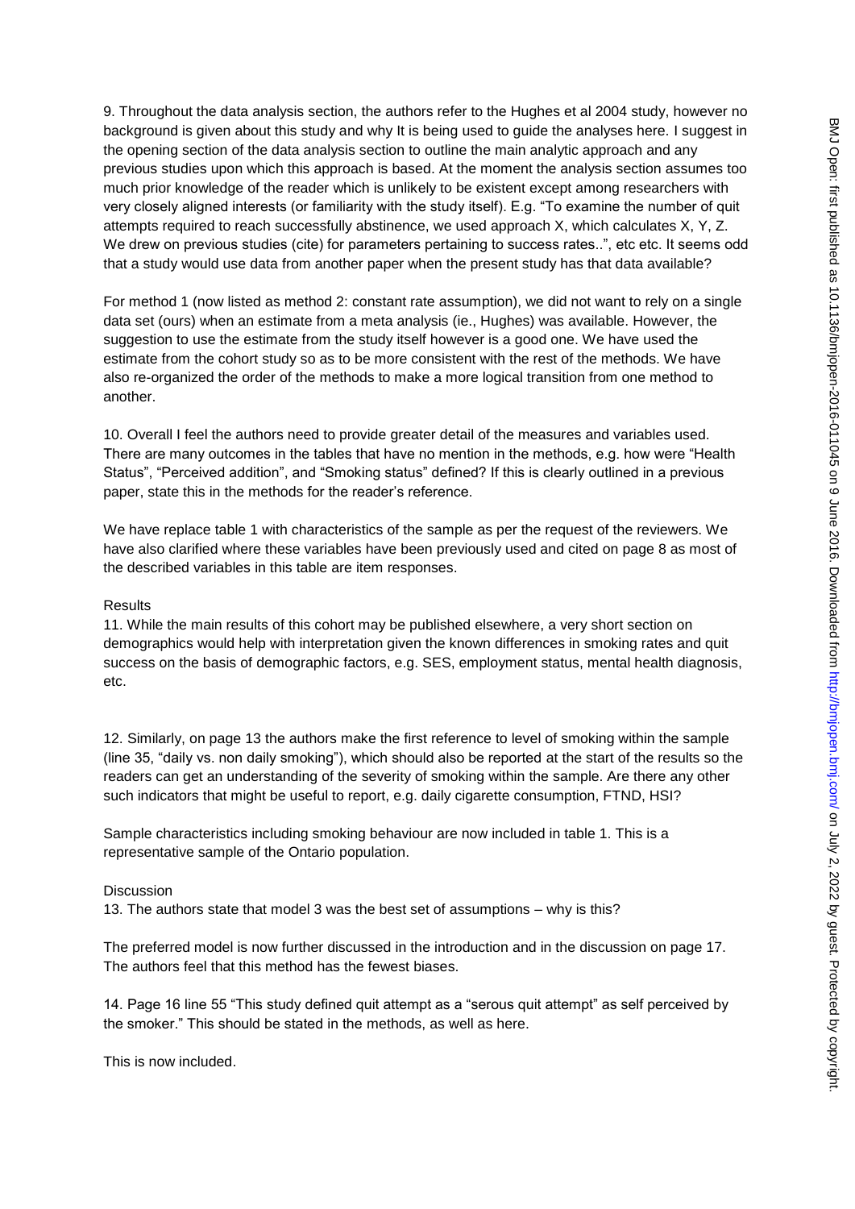9. Throughout the data analysis section, the authors refer to the Hughes et al 2004 study, however no background is given about this study and why It is being used to guide the analyses here. I suggest in the opening section of the data analysis section to outline the main analytic approach and any previous studies upon which this approach is based. At the moment the analysis section assumes too much prior knowledge of the reader which is unlikely to be existent except among researchers with very closely aligned interests (or familiarity with the study itself). E.g. "To examine the number of quit attempts required to reach successfully abstinence, we used approach X, which calculates X, Y, Z. We drew on previous studies (cite) for parameters pertaining to success rates..", etc etc. It seems odd that a study would use data from another paper when the present study has that data available?

For method 1 (now listed as method 2: constant rate assumption), we did not want to rely on a single data set (ours) when an estimate from a meta analysis (ie., Hughes) was available. However, the suggestion to use the estimate from the study itself however is a good one. We have used the estimate from the cohort study so as to be more consistent with the rest of the methods. We have also re-organized the order of the methods to make a more logical transition from one method to another.

10. Overall I feel the authors need to provide greater detail of the measures and variables used. There are many outcomes in the tables that have no mention in the methods, e.g. how were "Health Status", "Perceived addition", and "Smoking status" defined? If this is clearly outlined in a previous paper, state this in the methods for the reader's reference.

We have replace table 1 with characteristics of the sample as per the request of the reviewers. We have also clarified where these variables have been previously used and cited on page 8 as most of the described variables in this table are item responses.

Results

11. While the main results of this cohort may be published elsewhere, a very short section on demographics would help with interpretation given the known differences in smoking rates and quit success on the basis of demographic factors, e.g. SES, employment status, mental health diagnosis, etc.

12. Similarly, on page 13 the authors make the first reference to level of smoking within the sample (line 35, "daily vs. non daily smoking"), which should also be reported at the start of the results so the readers can get an understanding of the severity of smoking within the sample. Are there any other such indicators that might be useful to report, e.g. daily cigarette consumption, FTND, HSI?

Sample characteristics including smoking behaviour are now included in table 1. This is a representative sample of the Ontario population.

Discussion

13. The authors state that model 3 was the best set of assumptions – why is this?

The preferred model is now further discussed in the introduction and in the discussion on page 17. The authors feel that this method has the fewest biases.

14. Page 16 line 55 "This study defined quit attempt as a "serous quit attempt" as self perceived by the smoker." This should be stated in the methods, as well as here.

This is now included.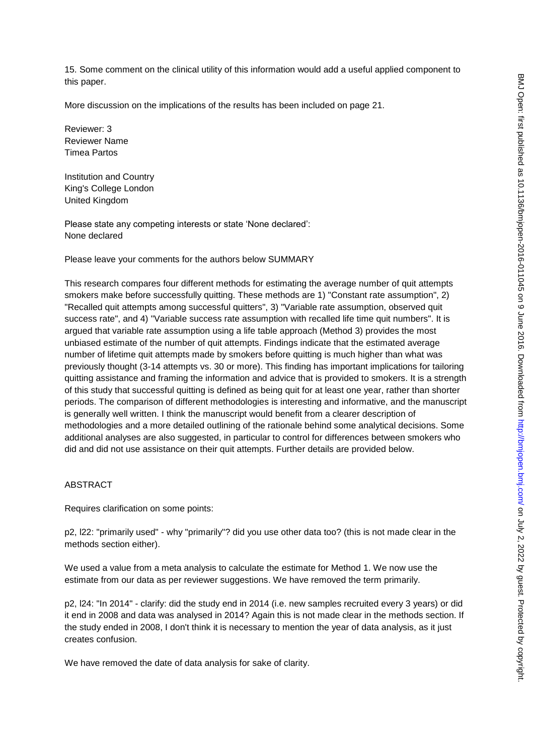15. Some comment on the clinical utility of this information would add a useful applied component to this paper.

More discussion on the implications of the results has been included on page 21.

Reviewer: 3
Reviewer Name
Timea Partos

Institution and Country
King's College London
United Kingdom

Please state any competing interests or state 'None declared':
None declared

Please leave your comments for the authors below SUMMARY

This research compares four different methods for estimating the average number of quit attempts smokers make before successfully quitting. These methods are 1) "Constant rate assumption", 2) "Recalled quit attempts among successful quitters", 3) "Variable rate assumption, observed quit success rate", and 4) "Variable success rate assumption with recalled life time quit numbers". It is argued that variable rate assumption using a life table approach (Method 3) provides the most unbiased estimate of the number of quit attempts. Findings indicate that the estimated average number of lifetime quit attempts made by smokers before quitting is much higher than what was previously thought (3-14 attempts vs. 30 or more). This finding has important implications for tailoring quitting assistance and framing the information and advice that is provided to smokers. It is a strength of this study that successful quitting is defined as being quit for at least one year, rather than shorter periods. The comparison of different methodologies is interesting and informative, and the manuscript is generally well written. I think the manuscript would benefit from a clearer description of methodologies and a more detailed outlining of the rationale behind some analytical decisions. Some additional analyses are also suggested, in particular to control for differences between smokers who did and did not use assistance on their quit attempts. Further details are provided below.

ABSTRACT

Requires clarification on some points:

p2, l22: "primarily used" - why "primarily"? did you use other data too? (this is not made clear in the methods section either).

We used a value from a meta analysis to calculate the estimate for Method 1. We now use the estimate from our data as per reviewer suggestions. We have removed the term primarily.

p2, l24: "In 2014" - clarify: did the study end in 2014 (i.e. new samples recruited every 3 years) or did it end in 2008 and data was analysed in 2014? Again this is not made clear in the methods section. If the study ended in 2008, I don't think it is necessary to mention the year of data analysis, as it just creates confusion.

We have removed the date of data analysis for sake of clarity.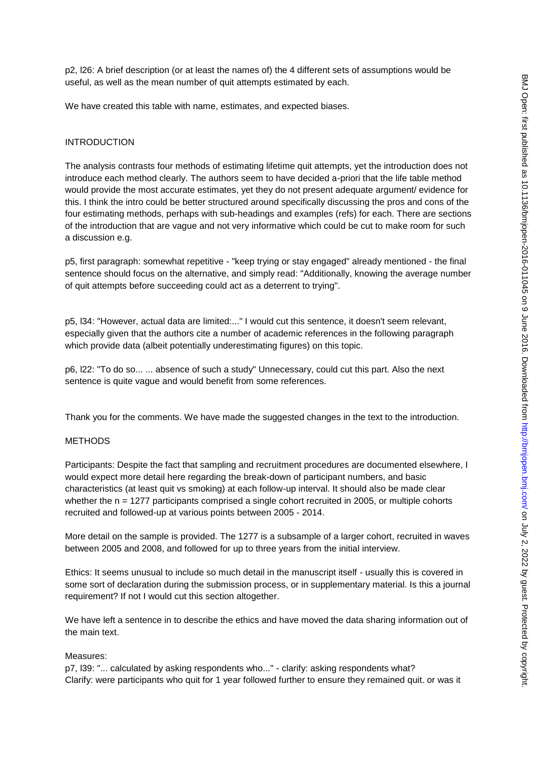p2, l26: A brief description (or at least the names of) the 4 different sets of assumptions would be useful, as well as the mean number of quit attempts estimated by each.

We have created this table with name, estimates, and expected biases.

INTRODUCTION

The analysis contrasts four methods of estimating lifetime quit attempts, yet the introduction does not introduce each method clearly. The authors seem to have decided a-priori that the life table method would provide the most accurate estimates, yet they do not present adequate argument/ evidence for this. I think the intro could be better structured around specifically discussing the pros and cons of the four estimating methods, perhaps with sub-headings and examples (refs) for each. There are sections of the introduction that are vague and not very informative which could be cut to make room for such a discussion e.g.

p5, first paragraph: somewhat repetitive - "keep trying or stay engaged" already mentioned - the final sentence should focus on the alternative, and simply read: "Additionally, knowing the average number of quit attempts before succeeding could act as a deterrent to trying".

p5, l34: "However, actual data are limited:..." I would cut this sentence, it doesn't seem relevant, especially given that the authors cite a number of academic references in the following paragraph which provide data (albeit potentially underestimating figures) on this topic.

p6, l22: "To do so... ... absence of such a study" Unnecessary, could cut this part. Also the next sentence is quite vague and would benefit from some references.

Thank you for the comments. We have made the suggested changes in the text to the introduction.

METHODS

Participants: Despite the fact that sampling and recruitment procedures are documented elsewhere, I would expect more detail here regarding the break-down of participant numbers, and basic characteristics (at least quit vs smoking) at each follow-up interval. It should also be made clear whether the n = 1277 participants comprised a single cohort recruited in 2005, or multiple cohorts recruited and followed-up at various points between 2005 - 2014.

More detail on the sample is provided. The 1277 is a subsample of a larger cohort, recruited in waves between 2005 and 2008, and followed for up to three years from the initial interview.

Ethics: It seems unusual to include so much detail in the manuscript itself - usually this is covered in some sort of declaration during the submission process, or in supplementary material. Is this a journal requirement? If not I would cut this section altogether.

We have left a sentence in to describe the ethics and have moved the data sharing information out of the main text.

Measures:
p7, l39: "... calculated by asking respondents who..." - clarify: asking respondents what?
Clarify: were participants who quit for 1 year followed further to ensure they remained quit. or was it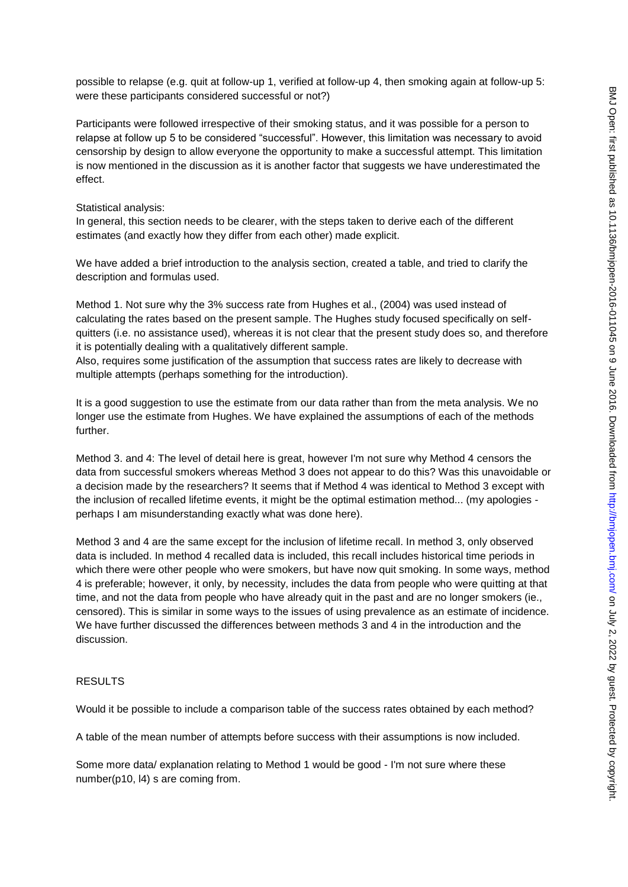possible to relapse (e.g. quit at follow-up 1, verified at follow-up 4, then smoking again at follow-up 5: were these participants considered successful or not?)

Participants were followed irrespective of their smoking status, and it was possible for a person to relapse at follow up 5 to be considered "successful". However, this limitation was necessary to avoid censorship by design to allow everyone the opportunity to make a successful attempt. This limitation is now mentioned in the discussion as it is another factor that suggests we have underestimated the effect.

Statistical analysis:
In general, this section needs to be clearer, with the steps taken to derive each of the different estimates (and exactly how they differ from each other) made explicit.

We have added a brief introduction to the analysis section, created a table, and tried to clarify the description and formulas used.

Method 1. Not sure why the 3% success rate from Hughes et al., (2004) was used instead of calculating the rates based on the present sample. The Hughes study focused specifically on self-quitters (i.e. no assistance used), whereas it is not clear that the present study does so, and therefore it is potentially dealing with a qualitatively different sample.
Also, requires some justification of the assumption that success rates are likely to decrease with multiple attempts (perhaps something for the introduction).

It is a good suggestion to use the estimate from our data rather than from the meta analysis. We no longer use the estimate from Hughes. We have explained the assumptions of each of the methods further.

Method 3. and 4: The level of detail here is great, however I'm not sure why Method 4 censors the data from successful smokers whereas Method 3 does not appear to do this? Was this unavoidable or a decision made by the researchers? It seems that if Method 4 was identical to Method 3 except with the inclusion of recalled lifetime events, it might be the optimal estimation method... (my apologies - perhaps I am misunderstanding exactly what was done here).

Method 3 and 4 are the same except for the inclusion of lifetime recall. In method 3, only observed data is included. In method 4 recalled data is included, this recall includes historical time periods in which there were other people who were smokers, but have now quit smoking. In some ways, method 4 is preferable; however, it only, by necessity, includes the data from people who were quitting at that time, and not the data from people who have already quit in the past and are no longer smokers (ie., censored). This is similar in some ways to the issues of using prevalence as an estimate of incidence. We have further discussed the differences between methods 3 and 4 in the introduction and the discussion.

RESULTS

Would it be possible to include a comparison table of the success rates obtained by each method?

A table of the mean number of attempts before success with their assumptions is now included.

Some more data/ explanation relating to Method 1 would be good - I'm not sure where these number(p10, l4) s are coming from.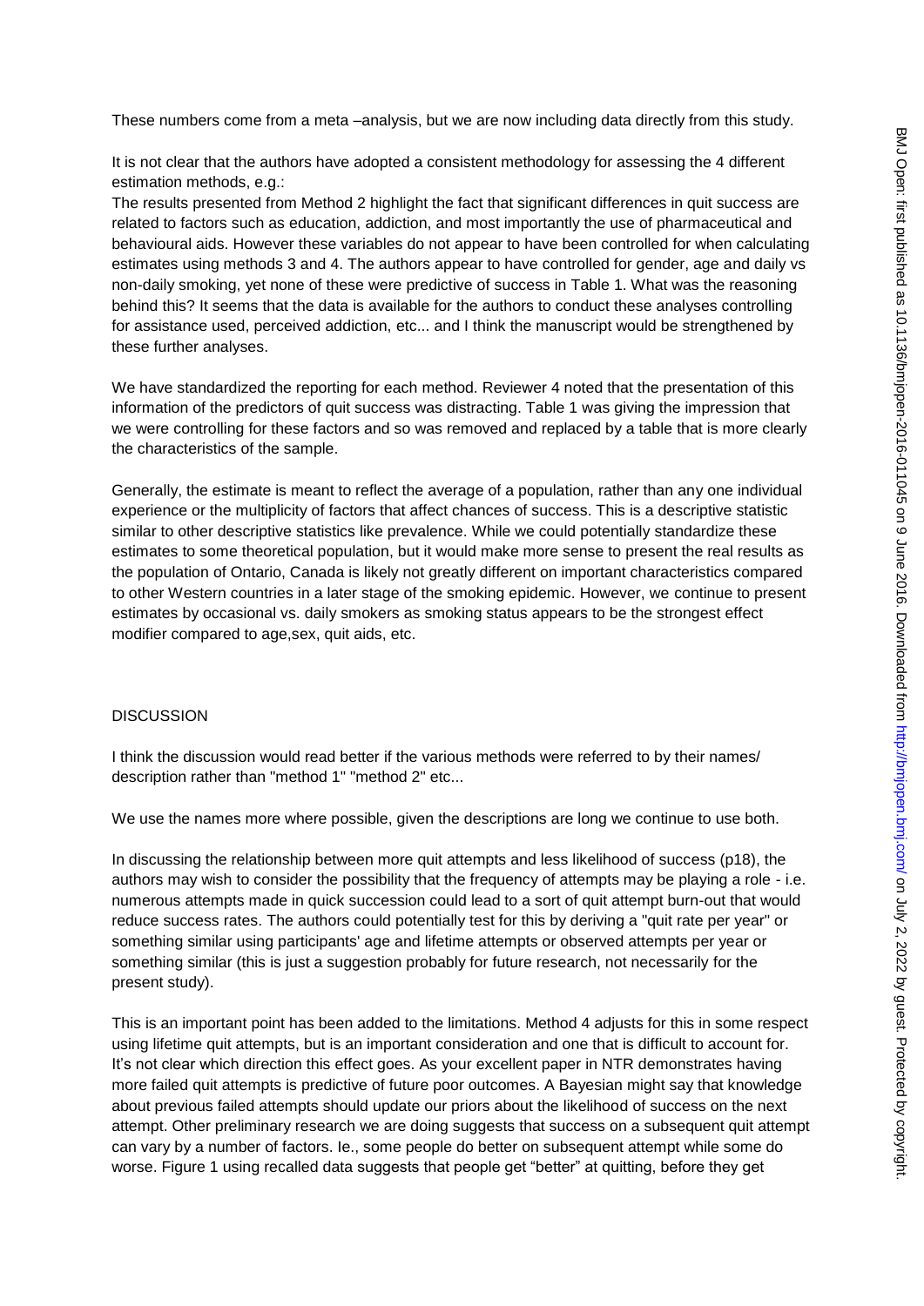These numbers come from a meta –analysis, but we are now including data directly from this study.

It is not clear that the authors have adopted a consistent methodology for assessing the 4 different estimation methods, e.g.:
The results presented from Method 2 highlight the fact that significant differences in quit success are related to factors such as education, addiction, and most importantly the use of pharmaceutical and behavioural aids. However these variables do not appear to have been controlled for when calculating estimates using methods 3 and 4. The authors appear to have controlled for gender, age and daily vs non-daily smoking, yet none of these were predictive of success in Table 1. What was the reasoning behind this? It seems that the data is available for the authors to conduct these analyses controlling for assistance used, perceived addiction, etc... and I think the manuscript would be strengthened by these further analyses.

We have standardized the reporting for each method. Reviewer 4 noted that the presentation of this information of the predictors of quit success was distracting. Table 1 was giving the impression that we were controlling for these factors and so was removed and replaced by a table that is more clearly the characteristics of the sample.

Generally, the estimate is meant to reflect the average of a population, rather than any one individual experience or the multiplicity of factors that affect chances of success. This is a descriptive statistic similar to other descriptive statistics like prevalence. While we could potentially standardize these estimates to some theoretical population, but it would make more sense to present the real results as the population of Ontario, Canada is likely not greatly different on important characteristics compared to other Western countries in a later stage of the smoking epidemic. However, we continue to present estimates by occasional vs. daily smokers as smoking status appears to be the strongest effect modifier compared to age,sex, quit aids, etc.

DISCUSSION

I think the discussion would read better if the various methods were referred to by their names/ description rather than "method 1" "method 2" etc...

We use the names more where possible, given the descriptions are long we continue to use both.

In discussing the relationship between more quit attempts and less likelihood of success (p18), the authors may wish to consider the possibility that the frequency of attempts may be playing a role - i.e. numerous attempts made in quick succession could lead to a sort of quit attempt burn-out that would reduce success rates. The authors could potentially test for this by deriving a "quit rate per year" or something similar using participants' age and lifetime attempts or observed attempts per year or something similar (this is just a suggestion probably for future research, not necessarily for the present study).

This is an important point has been added to the limitations. Method 4 adjusts for this in some respect using lifetime quit attempts, but is an important consideration and one that is difficult to account for. It's not clear which direction this effect goes. As your excellent paper in NTR demonstrates having more failed quit attempts is predictive of future poor outcomes. A Bayesian might say that knowledge about previous failed attempts should update our priors about the likelihood of success on the next attempt. Other preliminary research we are doing suggests that success on a subsequent quit attempt can vary by a number of factors. Ie., some people do better on subsequent attempt while some do worse. Figure 1 using recalled data suggests that people get "better" at quitting, before they get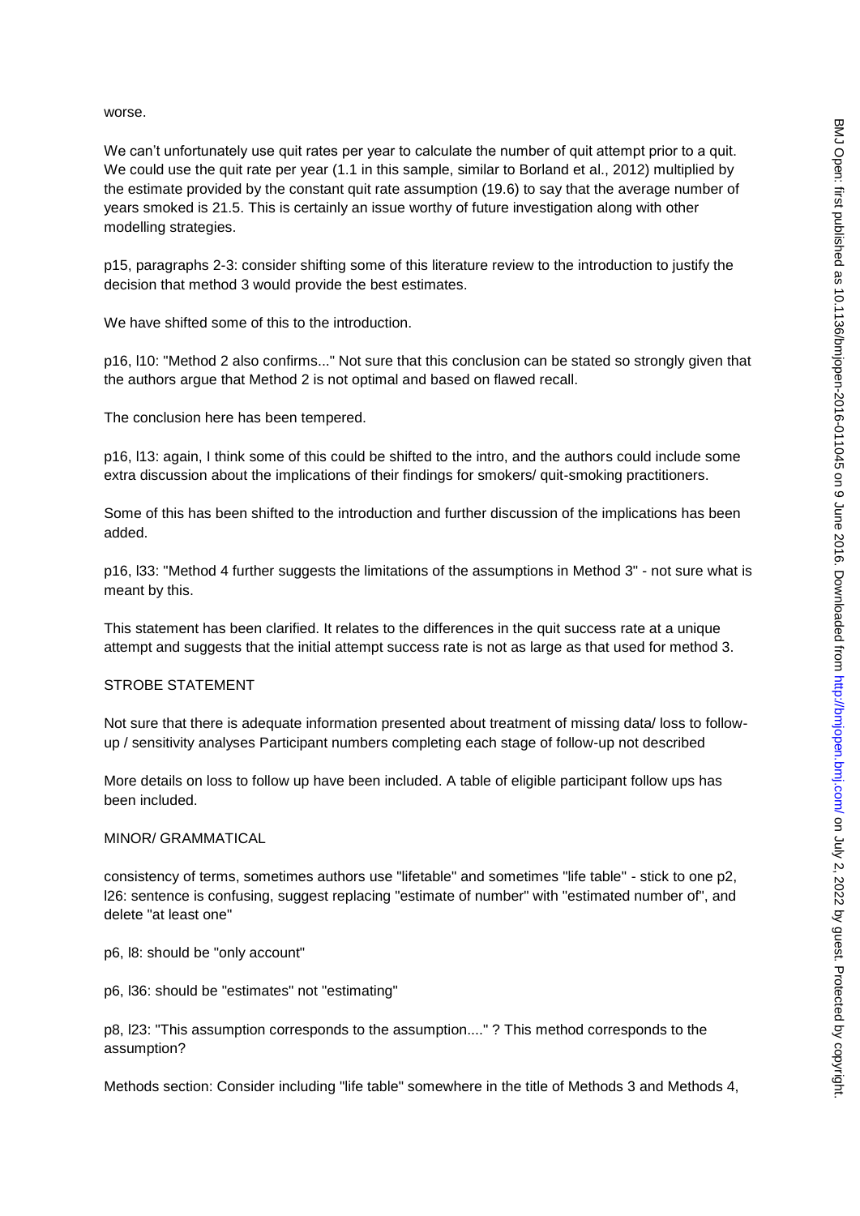worse.

We can't unfortunately use quit rates per year to calculate the number of quit attempt prior to a quit. We could use the quit rate per year (1.1 in this sample, similar to Borland et al., 2012) multiplied by the estimate provided by the constant quit rate assumption (19.6) to say that the average number of years smoked is 21.5. This is certainly an issue worthy of future investigation along with other modelling strategies.

p15, paragraphs 2-3: consider shifting some of this literature review to the introduction to justify the decision that method 3 would provide the best estimates.

We have shifted some of this to the introduction.

p16, l10: "Method 2 also confirms..." Not sure that this conclusion can be stated so strongly given that the authors argue that Method 2 is not optimal and based on flawed recall.

The conclusion here has been tempered.

p16, l13: again, I think some of this could be shifted to the intro, and the authors could include some extra discussion about the implications of their findings for smokers/ quit-smoking practitioners.

Some of this has been shifted to the introduction and further discussion of the implications has been added.

p16, l33: "Method 4 further suggests the limitations of the assumptions in Method 3" - not sure what is meant by this.

This statement has been clarified. It relates to the differences in the quit success rate at a unique attempt and suggests that the initial attempt success rate is not as large as that used for method 3.

STROBE STATEMENT

Not sure that there is adequate information presented about treatment of missing data/ loss to follow-up / sensitivity analyses Participant numbers completing each stage of follow-up not described

More details on loss to follow up have been included. A table of eligible participant follow ups has been included.

MINOR/ GRAMMATICAL

consistency of terms, sometimes authors use "lifetable" and sometimes "life table" - stick to one p2, l26: sentence is confusing, suggest replacing "estimate of number" with "estimated number of", and delete "at least one"

p6, l8: should be "only account"

p6, l36: should be "estimates" not "estimating"

p8, l23: "This assumption corresponds to the assumption...." ? This method corresponds to the assumption?

Methods section: Consider including "life table" somewhere in the title of Methods 3 and Methods 4,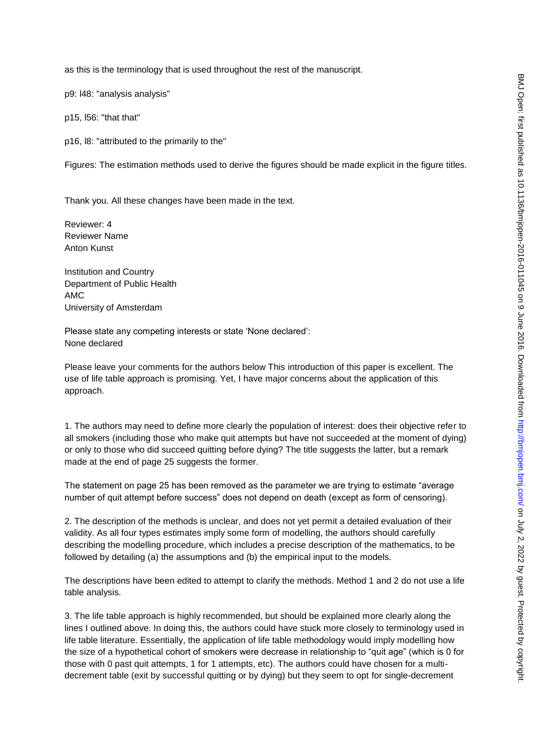as this is the terminology that is used throughout the rest of the manuscript.

p9: l48: "analysis analysis"

p15, l56: "that that"

p16, l8: "attributed to the primarily to the"

Figures: The estimation methods used to derive the figures should be made explicit in the figure titles.

Thank you. All these changes have been made in the text.

Reviewer: 4
Reviewer Name
Anton Kunst

Institution and Country
Department of Public Health
AMC
University of Amsterdam

Please state any competing interests or state 'None declared':
None declared

Please leave your comments for the authors below This introduction of this paper is excellent. The use of life table approach is promising. Yet, I have major concerns about the application of this approach.

1. The authors may need to define more clearly the population of interest: does their objective refer to all smokers (including those who make quit attempts but have not succeeded at the moment of dying) or only to those who did succeed quitting before dying? The title suggests the latter, but a remark made at the end of page 25 suggests the former.

The statement on page 25 has been removed as the parameter we are trying to estimate "average number of quit attempt before success" does not depend on death (except as form of censoring).

2. The description of the methods is unclear, and does not yet permit a detailed evaluation of their validity. As all four types estimates imply some form of modelling, the authors should carefully describing the modelling procedure, which includes a precise description of the mathematics, to be followed by detailing (a) the assumptions and (b) the empirical input to the models.

The descriptions have been edited to attempt to clarify the methods. Method 1 and 2 do not use a life table analysis.

3. The life table approach is highly recommended, but should be explained more clearly along the lines I outlined above. In doing this, the authors could have stuck more closely to terminology used in life table literature. Essentially, the application of life table methodology would imply modelling how the size of a hypothetical cohort of smokers were decrease in relationship to "quit age" (which is 0 for those with 0 past quit attempts, 1 for 1 attempts, etc). The authors could have chosen for a multi-decrement table (exit by successful quitting or by dying) but they seem to opt for single-decrement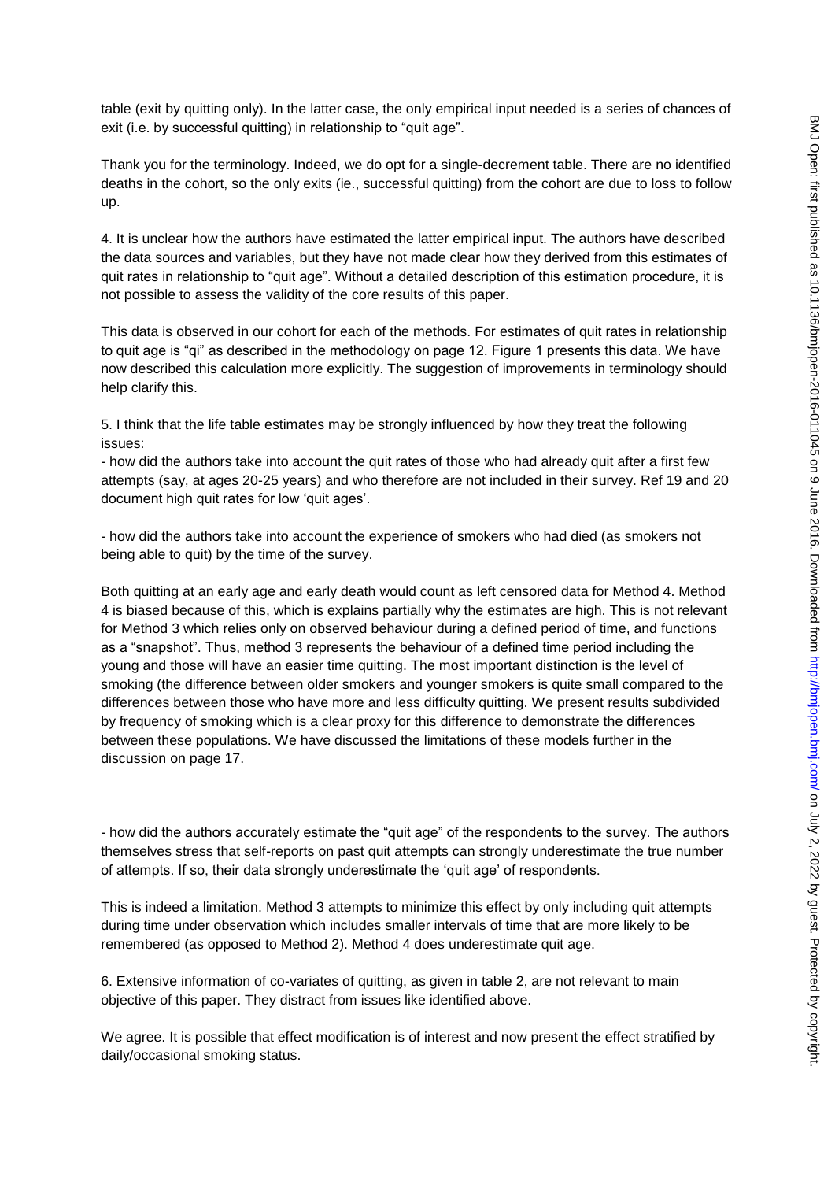table (exit by quitting only). In the latter case, the only empirical input needed is a series of chances of exit (i.e. by successful quitting) in relationship to "quit age".

Thank you for the terminology. Indeed, we do opt for a single-decrement table. There are no identified deaths in the cohort, so the only exits (ie., successful quitting) from the cohort are due to loss to follow up.

4. It is unclear how the authors have estimated the latter empirical input. The authors have described the data sources and variables, but they have not made clear how they derived from this estimates of quit rates in relationship to "quit age". Without a detailed description of this estimation procedure, it is not possible to assess the validity of the core results of this paper.

This data is observed in our cohort for each of the methods. For estimates of quit rates in relationship to quit age is "qi" as described in the methodology on page 12. Figure 1 presents this data. We have now described this calculation more explicitly. The suggestion of improvements in terminology should help clarify this.

5. I think that the life table estimates may be strongly influenced by how they treat the following issues:
- how did the authors take into account the quit rates of those who had already quit after a first few attempts (say, at ages 20-25 years) and who therefore are not included in their survey. Ref 19 and 20 document high quit rates for low 'quit ages'.

- how did the authors take into account the experience of smokers who had died (as smokers not being able to quit) by the time of the survey.

Both quitting at an early age and early death would count as left censored data for Method 4. Method 4 is biased because of this, which is explains partially why the estimates are high. This is not relevant for Method 3 which relies only on observed behaviour during a defined period of time, and functions as a "snapshot". Thus, method 3 represents the behaviour of a defined time period including the young and those will have an easier time quitting. The most important distinction is the level of smoking (the difference between older smokers and younger smokers is quite small compared to the differences between those who have more and less difficulty quitting. We present results subdivided by frequency of smoking which is a clear proxy for this difference to demonstrate the differences between these populations. We have discussed the limitations of these models further in the discussion on page 17.

- how did the authors accurately estimate the "quit age" of the respondents to the survey. The authors themselves stress that self-reports on past quit attempts can strongly underestimate the true number of attempts. If so, their data strongly underestimate the 'quit age' of respondents.

This is indeed a limitation. Method 3 attempts to minimize this effect by only including quit attempts during time under observation which includes smaller intervals of time that are more likely to be remembered (as opposed to Method 2). Method 4 does underestimate quit age.

6. Extensive information of co-variates of quitting, as given in table 2, are not relevant to main objective of this paper. They distract from issues like identified above.

We agree. It is possible that effect modification is of interest and now present the effect stratified by daily/occasional smoking status.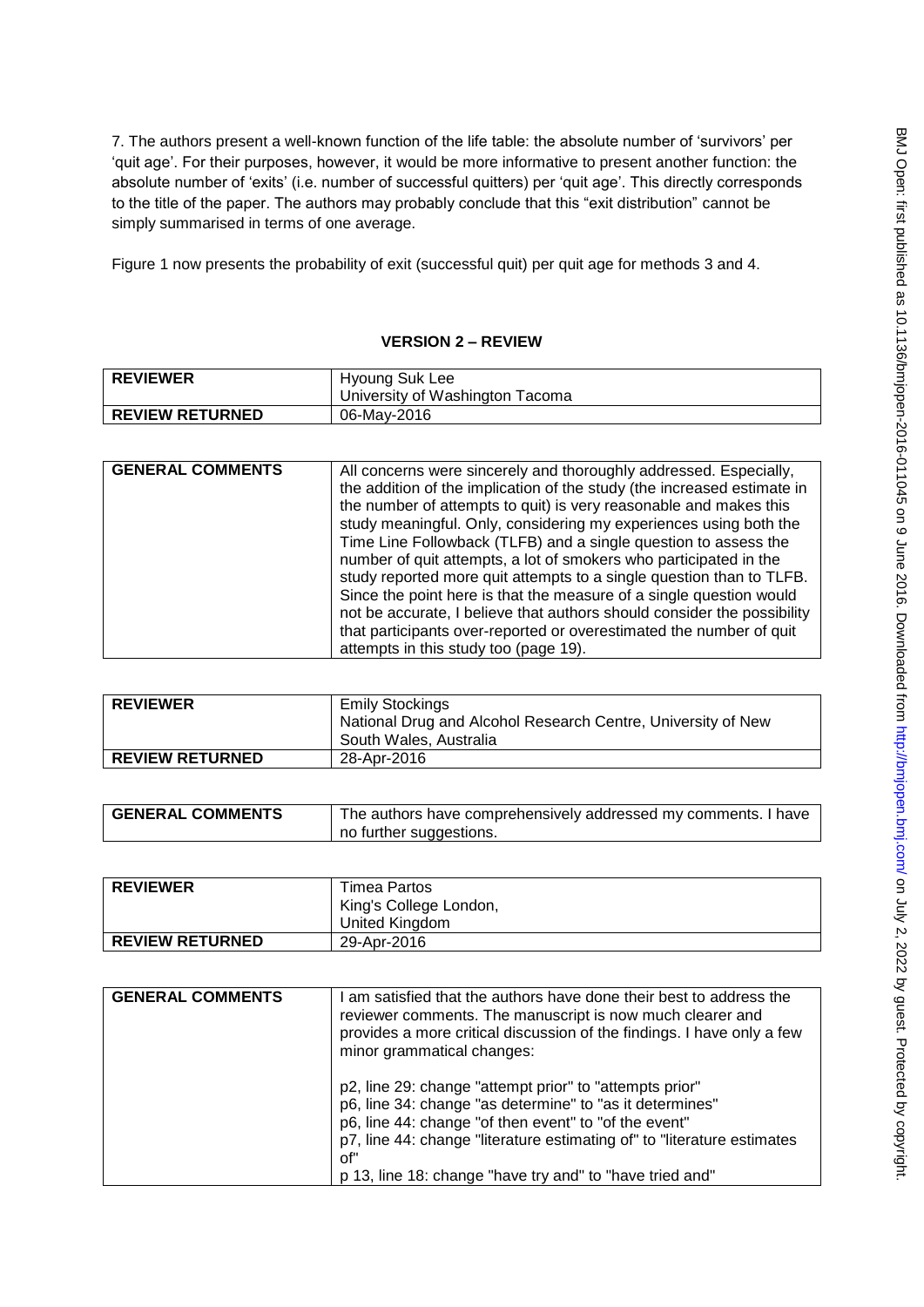7. The authors present a well-known function of the life table: the absolute number of 'survivors' per 'quit age'. For their purposes, however, it would be more informative to present another function: the absolute number of 'exits' (i.e. number of successful quitters) per 'quit age'. This directly corresponds to the title of the paper. The authors may probably conclude that this "exit distribution" cannot be simply summarised in terms of one average.

Figure 1 now presents the probability of exit (successful quit) per quit age for methods 3 and 4.

## VERSION 2 – REVIEW

| | |
|---|---|
| **REVIEWER** | Hyoung Suk Lee<br>University of Washington Tacoma |
| **REVIEW RETURNED** | 06-May-2016 |

| | |
|---|---|
| **GENERAL COMMENTS** | All concerns were sincerely and thoroughly addressed. Especially, the addition of the implication of the study (the increased estimate in the number of attempts to quit) is very reasonable and makes this study meaningful. Only, considering my experiences using both the Time Line Followback (TLFB) and a single question to assess the number of quit attempts, a lot of smokers who participated in the study reported more quit attempts to a single question than to TLFB. Since the point here is that the measure of a single question would not be accurate, I believe that authors should consider the possibility that participants over-reported or overestimated the number of quit attempts in this study too (page 19). |

| | |
|---|---|
| **REVIEWER** | Emily Stockings<br>National Drug and Alcohol Research Centre, University of New South Wales, Australia |
| **REVIEW RETURNED** | 28-Apr-2016 |

| | |
|---|---|
| **GENERAL COMMENTS** | The authors have comprehensively addressed my comments. I have no further suggestions. |

| | |
|---|---|
| **REVIEWER** | Timea Partos<br>King's College London,<br>United Kingdom |
| **REVIEW RETURNED** | 29-Apr-2016 |

| | |
|---|---|
| **GENERAL COMMENTS** | I am satisfied that the authors have done their best to address the reviewer comments. The manuscript is now much clearer and provides a more critical discussion of the findings. I have only a few minor grammatical changes:<br><br>p2, line 29: change "attempt prior" to "attempts prior"<br>p6, line 34: change "as determine" to "as it determines"<br>p6, line 44: change "of then event" to "of the event"<br>p7, line 44: change "literature estimating of" to "literature estimates of"<br>p 13, line 18: change "have try and" to "have tried and" |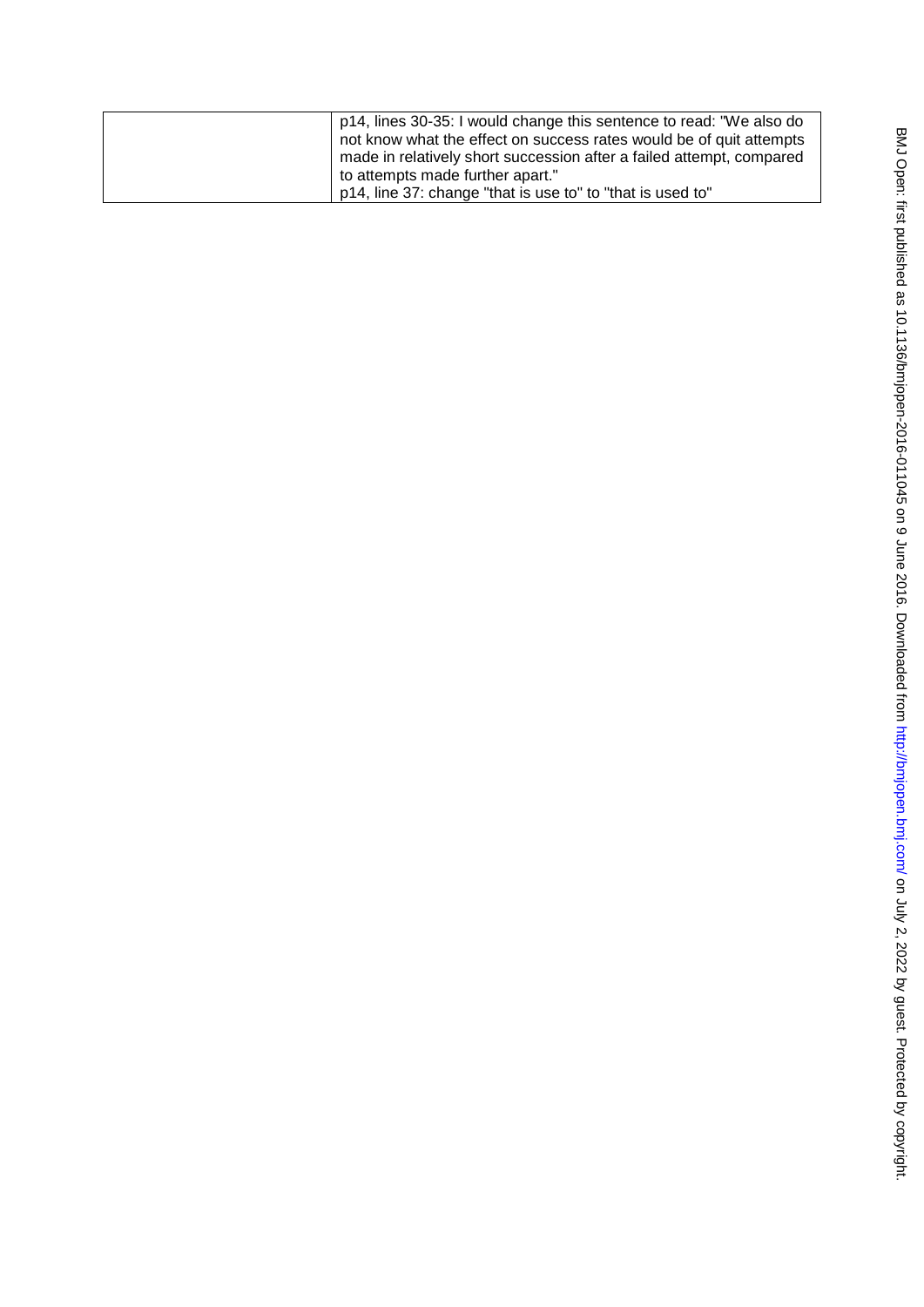| | |
|---|---|
| | p14, lines 30-35: I would change this sentence to read: "We also do not know what the effect on success rates would be of quit attempts made in relatively short succession after a failed attempt, compared to attempts made further apart."<br>p14, line 37: change "that is use to" to "that is used to" |